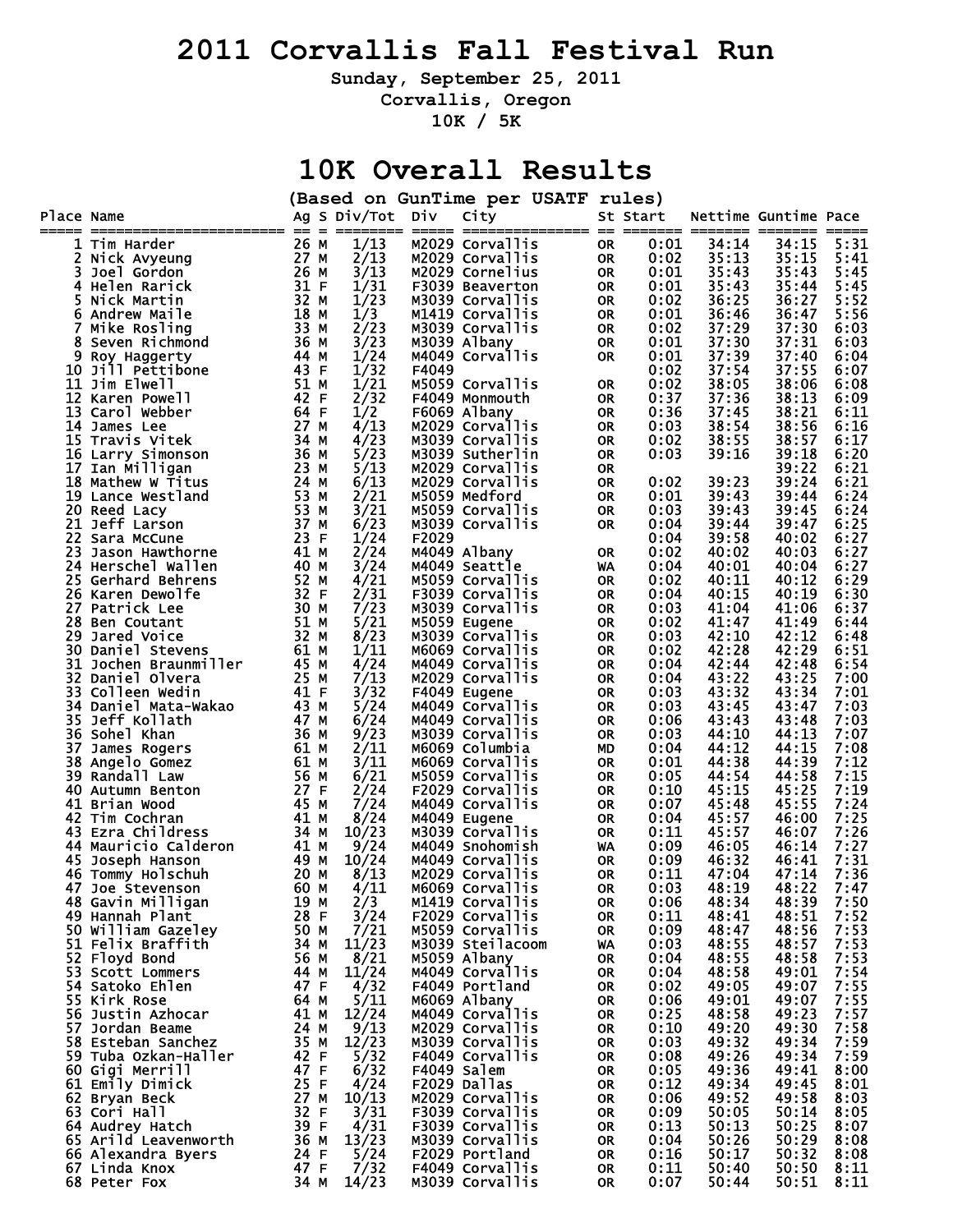# 2011 Corvallis Fall Festival Run

**Sunday, September 25, 2011**

**Corvallis, Oregon**

**10K / 5K**

## 10K Overall Results

**(Based on GunTime per USATF rules)**

| Place | Name | Ag | S | Div/Tot | Div | City | St | Start | Nettime | Guntime | Pace |
|---|---|---|---|---|---|---|---|---|---|---|---|
| 1 | Tim Harder | 26 | M | 1/13 | M2029 | Corvallis | OR | 0:01 | 34:14 | 34:15 | 5:31 |
| 2 | Nick Avyeung | 27 | M | 2/13 | M2029 | Corvallis | OR | 0:02 | 35:13 | 35:15 | 5:41 |
| 3 | Joel Gordon | 26 | M | 3/13 | M2029 | Cornelius | OR | 0:01 | 35:43 | 35:43 | 5:45 |
| 4 | Helen Rarick | 31 | F | 1/31 | F3039 | Beaverton | OR | 0:01 | 35:43 | 35:44 | 5:45 |
| 5 | Nick Martin | 32 | M | 1/23 | M3039 | Corvallis | OR | 0:02 | 36:25 | 36:27 | 5:52 |
| 6 | Andrew Maile | 18 | M | 1/3 | M1419 | Corvallis | OR | 0:01 | 36:46 | 36:47 | 5:56 |
| 7 | Mike Rosling | 33 | M | 2/23 | M3039 | Corvallis | OR | 0:02 | 37:29 | 37:30 | 6:03 |
| 8 | Seven Richmond | 36 | M | 3/23 | M3039 | Albany | OR | 0:01 | 37:30 | 37:31 | 6:03 |
| 9 | Roy Haggerty | 44 | M | 1/24 | M4049 | Corvallis | OR | 0:01 | 37:39 | 37:40 | 6:04 |
| 10 | Jill Pettibone | 43 | F | 1/32 | F4049 | | | 0:02 | 37:54 | 37:55 | 6:07 |
| 11 | Jim Elwell | 51 | M | 1/21 | M5059 | Corvallis | OR | 0:02 | 38:05 | 38:06 | 6:08 |
| 12 | Karen Powell | 42 | F | 2/32 | F4049 | Monmouth | OR | 0:37 | 37:36 | 38:13 | 6:09 |
| 13 | Carol Webber | 64 | F | 1/2 | F6069 | Albany | OR | 0:36 | 37:45 | 38:21 | 6:11 |
| 14 | James Lee | 27 | M | 4/13 | M2029 | Corvallis | OR | 0:03 | 38:54 | 38:56 | 6:16 |
| 15 | Travis Vitek | 34 | M | 4/23 | M3039 | Corvallis | OR | 0:02 | 38:55 | 38:57 | 6:17 |
| 16 | Larry Simonson | 36 | M | 5/23 | M3039 | Sutherlin | OR | 0:03 | 39:16 | 39:18 | 6:20 |
| 17 | Ian Milligan | 23 | M | 5/13 | M2029 | Corvallis | OR | | | 39:22 | 6:21 |
| 18 | Mathew W Titus | 24 | M | 6/13 | M2029 | Corvallis | OR | 0:02 | 39:23 | 39:24 | 6:21 |
| 19 | Lance Westland | 53 | M | 2/21 | M5059 | Medford | OR | 0:01 | 39:43 | 39:44 | 6:24 |
| 20 | Reed Lacy | 53 | M | 3/21 | M5059 | Corvallis | OR | 0:03 | 39:43 | 39:45 | 6:24 |
| 21 | Jeff Larson | 37 | M | 6/23 | M3039 | Corvallis | OR | 0:04 | 39:44 | 39:47 | 6:25 |
| 22 | Sara McCune | 23 | F | 1/24 | F2029 | | | 0:04 | 39:58 | 40:02 | 6:27 |
| 23 | Jason Hawthorne | 41 | M | 2/24 | M4049 | Albany | OR | 0:02 | 40:02 | 40:03 | 6:27 |
| 24 | Herschel Wallen | 40 | M | 3/24 | M4049 | Seattle | WA | 0:04 | 40:01 | 40:04 | 6:27 |
| 25 | Gerhard Behrens | 52 | M | 4/21 | M5059 | Corvallis | OR | 0:02 | 40:11 | 40:12 | 6:29 |
| 26 | Karen Dewolfe | 32 | F | 2/31 | F3039 | Corvallis | OR | 0:04 | 40:15 | 40:19 | 6:30 |
| 27 | Patrick Lee | 30 | M | 7/23 | M3039 | Corvallis | OR | 0:03 | 41:04 | 41:06 | 6:37 |
| 28 | Ben Coutant | 51 | M | 5/21 | M5059 | Eugene | OR | 0:02 | 41:47 | 41:49 | 6:44 |
| 29 | Jared Voice | 32 | M | 8/23 | M3039 | Corvallis | OR | 0:03 | 42:10 | 42:12 | 6:48 |
| 30 | Daniel Stevens | 61 | M | 1/11 | M6069 | Corvallis | OR | 0:02 | 42:28 | 42:29 | 6:51 |
| 31 | Jochen Braunmiller | 45 | M | 4/24 | M4049 | Corvallis | OR | 0:04 | 42:44 | 42:48 | 6:54 |
| 32 | Daniel Olvera | 25 | M | 7/13 | M2029 | Corvallis | OR | 0:04 | 43:22 | 43:25 | 7:00 |
| 33 | Colleen Wedin | 41 | F | 3/32 | F4049 | Eugene | OR | 0:03 | 43:32 | 43:34 | 7:01 |
| 34 | Daniel Mata-Wakao | 43 | M | 5/24 | M4049 | Corvallis | OR | 0:03 | 43:45 | 43:47 | 7:03 |
| 35 | Jeff Kollath | 47 | M | 6/24 | M4049 | Corvallis | OR | 0:06 | 43:43 | 43:48 | 7:03 |
| 36 | Sohel Khan | 36 | M | 9/23 | M3039 | Corvallis | OR | 0:03 | 44:10 | 44:13 | 7:07 |
| 37 | James Rogers | 61 | M | 2/11 | M6069 | Columbia | MD | 0:04 | 44:12 | 44:15 | 7:08 |
| 38 | Angelo Gomez | 61 | M | 3/11 | M6069 | Corvallis | OR | 0:01 | 44:38 | 44:39 | 7:12 |
| 39 | Randall Law | 56 | M | 6/21 | M5059 | Corvallis | OR | 0:05 | 44:54 | 44:58 | 7:15 |
| 40 | Autumn Benton | 27 | F | 2/24 | F2029 | Corvallis | OR | 0:10 | 45:15 | 45:25 | 7:19 |
| 41 | Brian Wood | 45 | M | 7/24 | M4049 | Corvallis | OR | 0:07 | 45:48 | 45:55 | 7:24 |
| 42 | Tim Cochran | 41 | M | 8/24 | M4049 | Eugene | OR | 0:04 | 45:57 | 46:00 | 7:25 |
| 43 | Ezra Childress | 34 | M | 10/23 | M3039 | Corvallis | OR | 0:11 | 45:57 | 46:07 | 7:26 |
| 44 | Mauricio Calderon | 41 | M | 9/24 | M4049 | Snohomish | WA | 0:09 | 46:05 | 46:14 | 7:27 |
| 45 | Joseph Hanson | 49 | M | 10/24 | M4049 | Corvallis | OR | 0:09 | 46:32 | 46:41 | 7:31 |
| 46 | Tommy Holschuh | 20 | M | 8/13 | M2029 | Corvallis | OR | 0:11 | 47:04 | 47:14 | 7:36 |
| 47 | Joe Stevenson | 60 | M | 4/11 | M6069 | Corvallis | OR | 0:03 | 48:19 | 48:22 | 7:47 |
| 48 | Gavin Milligan | 19 | M | 2/3 | M1419 | Corvallis | OR | 0:06 | 48:34 | 48:39 | 7:50 |
| 49 | Hannah Plant | 28 | F | 3/24 | F2029 | Corvallis | OR | 0:11 | 48:41 | 48:51 | 7:52 |
| 50 | William Gazeley | 50 | M | 7/21 | M5059 | Corvallis | OR | 0:09 | 48:47 | 48:56 | 7:53 |
| 51 | Felix Braffith | 34 | M | 11/23 | M3039 | Steilacoom | WA | 0:03 | 48:55 | 48:57 | 7:53 |
| 52 | Floyd Bond | 56 | M | 8/21 | M5059 | Albany | OR | 0:04 | 48:55 | 48:58 | 7:53 |
| 53 | Scott Lommers | 44 | M | 11/24 | M4049 | Corvallis | OR | 0:04 | 48:58 | 49:01 | 7:54 |
| 54 | Satoko Ehlen | 47 | F | 4/32 | F4049 | Portland | OR | 0:02 | 49:05 | 49:07 | 7:55 |
| 55 | Kirk Rose | 64 | M | 5/11 | M6069 | Albany | OR | 0:06 | 49:01 | 49:07 | 7:55 |
| 56 | Justin Azhocar | 41 | M | 12/24 | M4049 | Corvallis | OR | 0:25 | 48:58 | 49:23 | 7:57 |
| 57 | Jordan Beame | 24 | M | 9/13 | M2029 | Corvallis | OR | 0:10 | 49:20 | 49:30 | 7:58 |
| 58 | Esteban Sanchez | 35 | M | 12/23 | M3039 | Corvallis | OR | 0:03 | 49:32 | 49:34 | 7:59 |
| 59 | Tuba Ozkan-Haller | 42 | F | 5/32 | F4049 | Corvallis | OR | 0:08 | 49:26 | 49:34 | 7:59 |
| 60 | Gigi Merrill | 47 | F | 6/32 | F4049 | Salem | OR | 0:05 | 49:36 | 49:41 | 8:00 |
| 61 | Emily Dimick | 25 | F | 4/24 | F2029 | Dallas | OR | 0:12 | 49:34 | 49:45 | 8:01 |
| 62 | Bryan Beck | 27 | M | 10/13 | M2029 | Corvallis | OR | 0:06 | 49:52 | 49:58 | 8:03 |
| 63 | Cori Hall | 32 | F | 3/31 | F3039 | Corvallis | OR | 0:09 | 50:05 | 50:14 | 8:05 |
| 64 | Audrey Hatch | 39 | F | 4/31 | F3039 | Corvallis | OR | 0:13 | 50:13 | 50:25 | 8:07 |
| 65 | Arild Leavenworth | 36 | M | 13/23 | M3039 | Corvallis | OR | 0:04 | 50:26 | 50:29 | 8:08 |
| 66 | Alexandra Byers | 24 | F | 5/24 | F2029 | Portland | OR | 0:16 | 50:17 | 50:32 | 8:08 |
| 67 | Linda Knox | 47 | F | 7/32 | F4049 | Corvallis | OR | 0:11 | 50:40 | 50:50 | 8:11 |
| 68 | Peter Fox | 34 | M | 14/23 | M3039 | Corvallis | OR | 0:07 | 50:44 | 50:51 | 8:11 |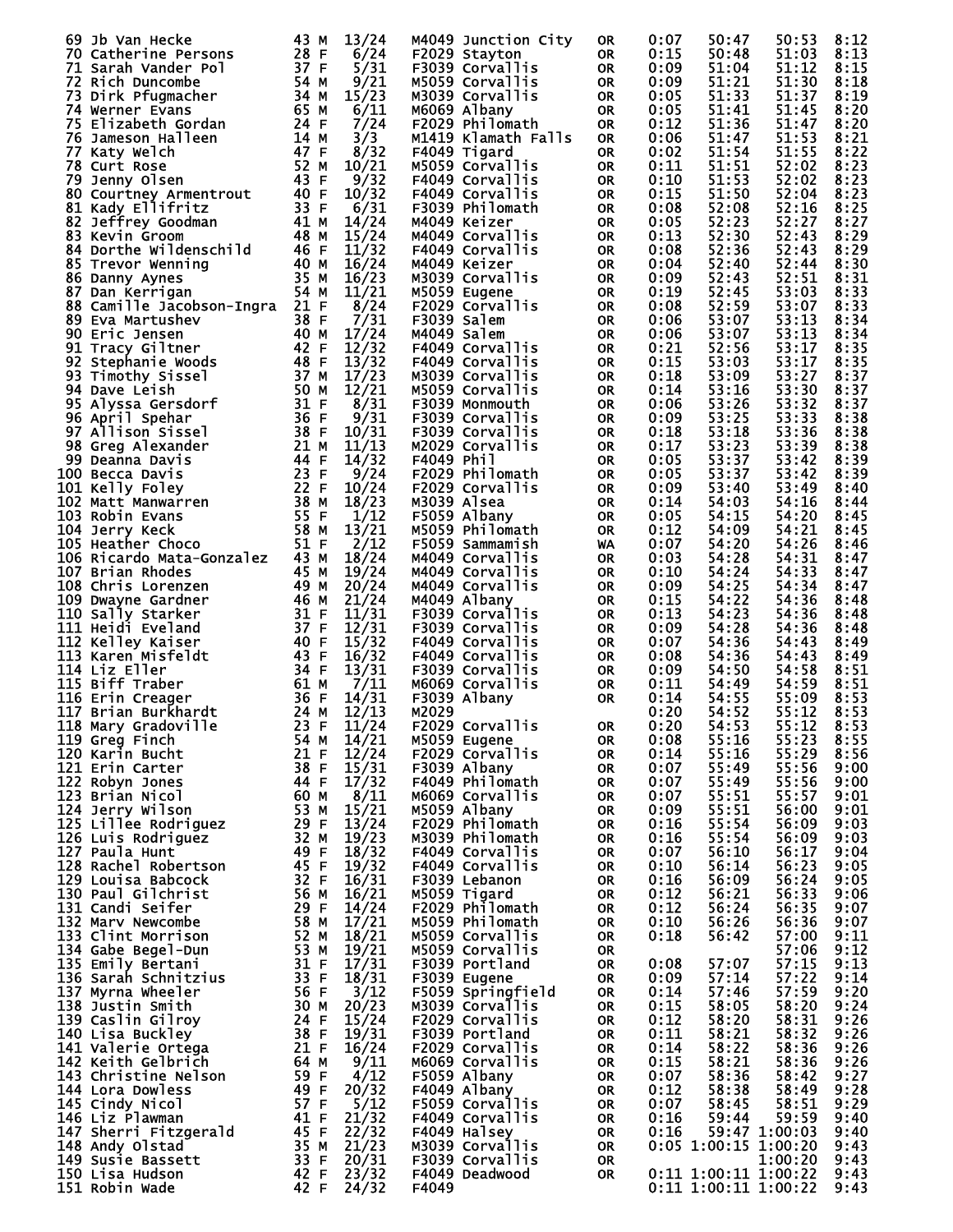| Place | Name | Age | Sex | Div Place | Division | City | State | Start | Chip Time | Gun Time | Pace |
|---|---|---|---|---|---|---|---|---|---|---|---|
| 69 | Jb Van Hecke | 43 | M | 13/24 | M4049 | Junction City | OR | 0:07 | 50:47 | 50:53 | 8:12 |
| 70 | Catherine Persons | 28 | F | 6/24 | F2029 | Stayton | OR | 0:15 | 50:48 | 51:03 | 8:13 |
| 71 | Sarah Vander Pol | 37 | F | 5/31 | F3039 | Corvallis | OR | 0:09 | 51:04 | 51:12 | 8:15 |
| 72 | Rich Duncombe | 54 | M | 9/21 | M5059 | Corvallis | OR | 0:09 | 51:21 | 51:30 | 8:18 |
| 73 | Dirk Pfugmacher | 34 | M | 15/23 | M3039 | Corvallis | OR | 0:05 | 51:33 | 51:37 | 8:19 |
| 74 | Werner Evans | 65 | M | 6/11 | M6069 | Albany | OR | 0:05 | 51:41 | 51:45 | 8:20 |
| 75 | Elizabeth Gordan | 24 | F | 7/24 | F2029 | Philomath | OR | 0:12 | 51:36 | 51:47 | 8:20 |
| 76 | Jameson Halleen | 14 | M | 3/3 | M1419 | Klamath Falls | OR | 0:06 | 51:47 | 51:53 | 8:21 |
| 77 | Katy Welch | 47 | F | 8/32 | F4049 | Tigard | OR | 0:02 | 51:54 | 51:55 | 8:22 |
| 78 | Curt Rose | 52 | M | 10/21 | M5059 | Corvallis | OR | 0:11 | 51:51 | 52:02 | 8:23 |
| 79 | Jenny Olsen | 43 | F | 9/32 | F4049 | Corvallis | OR | 0:10 | 51:53 | 52:02 | 8:23 |
| 80 | Courtney Armentrout | 40 | F | 10/32 | F4049 | Corvallis | OR | 0:15 | 51:50 | 52:04 | 8:23 |
| 81 | Kady Ellifritz | 33 | F | 6/31 | F3039 | Philomath | OR | 0:08 | 52:08 | 52:16 | 8:25 |
| 82 | Jeffrey Goodman | 41 | M | 14/24 | M4049 | Keizer | OR | 0:05 | 52:23 | 52:27 | 8:27 |
| 83 | Kevin Groom | 48 | M | 15/24 | M4049 | Corvallis | OR | 0:13 | 52:30 | 52:43 | 8:29 |
| 84 | Dorthe Wildenschild | 46 | F | 11/32 | F4049 | Corvallis | OR | 0:08 | 52:36 | 52:43 | 8:29 |
| 85 | Trevor Wenning | 40 | M | 16/24 | M4049 | Keizer | OR | 0:04 | 52:40 | 52:44 | 8:30 |
| 86 | Danny Aynes | 35 | M | 16/23 | M3039 | Corvallis | OR | 0:09 | 52:43 | 52:51 | 8:31 |
| 87 | Dan Kerrigan | 54 | M | 11/21 | M5059 | Eugene | OR | 0:19 | 52:45 | 53:03 | 8:33 |
| 88 | Camille Jacobson-Ingra | 21 | F | 8/24 | F2029 | Corvallis | OR | 0:08 | 52:59 | 53:07 | 8:33 |
| 89 | Eva Martushev | 38 | F | 7/31 | F3039 | Salem | OR | 0:06 | 53:07 | 53:13 | 8:34 |
| 90 | Eric Jensen | 40 | M | 17/24 | M4049 | Salem | OR | 0:06 | 53:07 | 53:13 | 8:34 |
| 91 | Tracy Giltner | 42 | F | 12/32 | F4049 | Corvallis | OR | 0:21 | 52:56 | 53:17 | 8:35 |
| 92 | Stephanie Woods | 48 | F | 13/32 | F4049 | Corvallis | OR | 0:15 | 53:03 | 53:17 | 8:35 |
| 93 | Timothy Sissel | 37 | M | 17/23 | M3039 | Corvallis | OR | 0:18 | 53:09 | 53:27 | 8:37 |
| 94 | Dave Leish | 50 | M | 12/21 | M5059 | Corvallis | OR | 0:14 | 53:16 | 53:30 | 8:37 |
| 95 | Alyssa Gersdorf | 31 | F | 8/31 | F3039 | Monmouth | OR | 0:06 | 53:26 | 53:32 | 8:37 |
| 96 | April Spehar | 36 | F | 9/31 | F3039 | Corvallis | OR | 0:09 | 53:25 | 53:33 | 8:38 |
| 97 | Allison Sissel | 38 | F | 10/31 | F3039 | Corvallis | OR | 0:18 | 53:18 | 53:36 | 8:38 |
| 98 | Greg Alexander | 21 | M | 11/13 | M2029 | Corvallis | OR | 0:17 | 53:23 | 53:39 | 8:38 |
| 99 | Deanna Davis | 44 | F | 14/32 | F4049 | Phil | OR | 0:05 | 53:37 | 53:42 | 8:39 |
| 100 | Becca Davis | 23 | F | 9/24 | F2029 | Philomath | OR | 0:05 | 53:37 | 53:42 | 8:39 |
| 101 | Kelly Foley | 22 | F | 10/24 | F2029 | Corvallis | OR | 0:09 | 53:40 | 53:49 | 8:40 |
| 102 | Matt Manwarren | 38 | M | 18/23 | M3039 | Alsea | OR | 0:14 | 54:03 | 54:16 | 8:44 |
| 103 | Robin Evans | 55 | F | 1/12 | F5059 | Albany | OR | 0:05 | 54:15 | 54:20 | 8:45 |
| 104 | Jerry Keck | 58 | M | 13/21 | M5059 | Philomath | OR | 0:12 | 54:09 | 54:21 | 8:45 |
| 105 | Heather Choco | 51 | F | 2/12 | F5059 | Sammamish | WA | 0:07 | 54:20 | 54:26 | 8:46 |
| 106 | Ricardo Mata-Gonzalez | 43 | M | 18/24 | M4049 | Corvallis | OR | 0:03 | 54:28 | 54:31 | 8:47 |
| 107 | Brian Rhodes | 45 | M | 19/24 | M4049 | Corvallis | OR | 0:10 | 54:24 | 54:33 | 8:47 |
| 108 | Chris Lorenzen | 49 | M | 20/24 | M4049 | Corvallis | OR | 0:09 | 54:25 | 54:34 | 8:47 |
| 109 | Dwayne Gardner | 46 | M | 21/24 | M4049 | Albany | OR | 0:15 | 54:22 | 54:36 | 8:48 |
| 110 | Sally Starker | 31 | F | 11/31 | F3039 | Corvallis | OR | 0:13 | 54:23 | 54:36 | 8:48 |
| 111 | Heidi Eveland | 37 | F | 12/31 | F3039 | Corvallis | OR | 0:09 | 54:28 | 54:36 | 8:48 |
| 112 | Kelley Kaiser | 40 | F | 15/32 | F4049 | Corvallis | OR | 0:07 | 54:36 | 54:43 | 8:49 |
| 113 | Karen Misfeldt | 43 | F | 16/32 | F4049 | Corvallis | OR | 0:08 | 54:36 | 54:43 | 8:49 |
| 114 | Liz Eller | 34 | F | 13/31 | F3039 | Corvallis | OR | 0:09 | 54:50 | 54:58 | 8:51 |
| 115 | Biff Traber | 61 | M | 7/11 | M6069 | Corvallis | OR | 0:11 | 54:49 | 54:59 | 8:51 |
| 116 | Erin Creager | 36 | F | 14/31 | F3039 | Albany | OR | 0:14 | 54:55 | 55:09 | 8:53 |
| 117 | Brian Burkhardt | 24 | M | 12/13 | M2029 | | | 0:20 | 54:52 | 55:12 | 8:53 |
| 118 | Mary Gradoville | 23 | F | 11/24 | F2029 | Corvallis | OR | 0:20 | 54:53 | 55:12 | 8:53 |
| 119 | Greg Finch | 54 | M | 14/21 | M5059 | Eugene | OR | 0:08 | 55:16 | 55:23 | 8:55 |
| 120 | Karin Bucht | 21 | F | 12/24 | F2029 | Corvallis | OR | 0:14 | 55:16 | 55:29 | 8:56 |
| 121 | Erin Carter | 38 | F | 15/31 | F3039 | Albany | OR | 0:07 | 55:49 | 55:56 | 9:00 |
| 122 | Robyn Jones | 44 | F | 17/32 | F4049 | Philomath | OR | 0:07 | 55:49 | 55:56 | 9:00 |
| 123 | Brian Nicol | 60 | M | 8/11 | M6069 | Corvallis | OR | 0:07 | 55:51 | 55:57 | 9:01 |
| 124 | Jerry Wilson | 53 | M | 15/21 | M5059 | Albany | OR | 0:09 | 55:51 | 56:00 | 9:01 |
| 125 | Lillee Rodriguez | 29 | F | 13/24 | F2029 | Philomath | OR | 0:16 | 55:54 | 56:09 | 9:03 |
| 126 | Luis Rodriguez | 32 | M | 19/23 | M3039 | Philomath | OR | 0:16 | 55:54 | 56:09 | 9:03 |
| 127 | Paula Hunt | 49 | F | 18/32 | F4049 | Corvallis | OR | 0:07 | 56:10 | 56:17 | 9:04 |
| 128 | Rachel Robertson | 45 | F | 19/32 | F4049 | Corvallis | OR | 0:10 | 56:14 | 56:23 | 9:05 |
| 129 | Louisa Babcock | 32 | F | 16/31 | F3039 | Lebanon | OR | 0:16 | 56:09 | 56:24 | 9:05 |
| 130 | Paul Gilchrist | 56 | M | 16/21 | M5059 | Tigard | OR | 0:12 | 56:21 | 56:33 | 9:06 |
| 131 | Candi Seifer | 29 | F | 14/24 | F2029 | Philomath | OR | 0:12 | 56:24 | 56:35 | 9:07 |
| 132 | Marv Newcombe | 58 | M | 17/21 | M5059 | Philomath | OR | 0:10 | 56:26 | 56:36 | 9:07 |
| 133 | Clint Morrison | 52 | M | 18/21 | M5059 | Corvallis | OR | 0:18 | 56:42 | 57:00 | 9:11 |
| 134 | Gabe Begel-Dun | 53 | M | 19/21 | M5059 | Corvallis | OR | | | 57:06 | 9:12 |
| 135 | Emily Bertani | 31 | F | 17/31 | F3039 | Portland | OR | 0:08 | 57:07 | 57:15 | 9:13 |
| 136 | Sarah Schnitzius | 33 | F | 18/31 | F3039 | Eugene | OR | 0:09 | 57:14 | 57:22 | 9:14 |
| 137 | Myrna Wheeler | 56 | F | 3/12 | F5059 | Springfield | OR | 0:14 | 57:46 | 57:59 | 9:20 |
| 138 | Justin Smith | 30 | M | 20/23 | M3039 | Corvallis | OR | 0:15 | 58:05 | 58:20 | 9:24 |
| 139 | Caslin Gilroy | 24 | F | 15/24 | F2029 | Corvallis | OR | 0:12 | 58:20 | 58:31 | 9:26 |
| 140 | Lisa Buckley | 38 | F | 19/31 | F3039 | Portland | OR | 0:11 | 58:21 | 58:32 | 9:26 |
| 141 | Valerie Ortega | 21 | F | 16/24 | F2029 | Corvallis | OR | 0:14 | 58:22 | 58:36 | 9:26 |
| 142 | Keith Gelbrich | 64 | M | 9/11 | M6069 | Corvallis | OR | 0:15 | 58:21 | 58:36 | 9:26 |
| 143 | Christine Nelson | 59 | F | 4/12 | F5059 | Albany | OR | 0:07 | 58:36 | 58:42 | 9:27 |
| 144 | Lora Dowless | 49 | F | 20/32 | F4049 | Albany | OR | 0:12 | 58:38 | 58:49 | 9:28 |
| 145 | Cindy Nicol | 57 | F | 5/12 | F5059 | Corvallis | OR | 0:07 | 58:45 | 58:51 | 9:29 |
| 146 | Liz Plawman | 41 | F | 21/32 | F4049 | Corvallis | OR | 0:16 | 59:44 | 59:59 | 9:40 |
| 147 | Sherri Fitzgerald | 45 | F | 22/32 | F4049 | Halsey | OR | 0:16 | 59:47 | 1:00:03 | 9:40 |
| 148 | Andy Olstad | 35 | M | 21/23 | M3039 | Corvallis | OR | 0:05 | 1:00:15 | 1:00:20 | 9:43 |
| 149 | Susie Bassett | 33 | F | 20/31 | F3039 | Corvallis | OR | | | 1:00:20 | 9:43 |
| 150 | Lisa Hudson | 42 | F | 23/32 | F4049 | Deadwood | OR | 0:11 | 1:00:11 | 1:00:22 | 9:43 |
| 151 | Robin Wade | 42 | F | 24/32 | F4049 | | | 0:11 | 1:00:11 | 1:00:22 | 9:43 |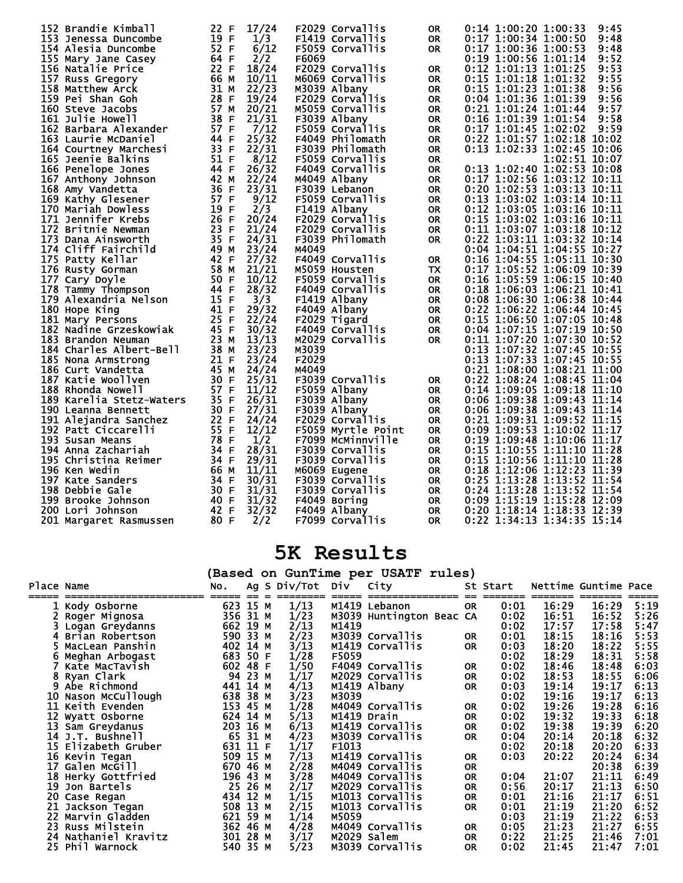| Place | Name | Ag | S | Div/Tot | Div | City | St | Start | Nettime | Guntime | Pace |
|---|---|---|---|---|---|---|---|---|---|---|---|
| 152 | Brandie Kimball | 22 | F | 17/24 | F2029 | Corvallis | OR | 0:14 | 1:00:20 | 1:00:33 | 9:45 |
| 153 | Jenessa Duncombe | 19 | F | 1/3 | F1419 | Corvallis | OR | 0:17 | 1:00:34 | 1:00:50 | 9:48 |
| 154 | Alesia Duncombe | 52 | F | 6/12 | F5059 | Corvallis | OR | 0:17 | 1:00:36 | 1:00:53 | 9:48 |
| 155 | Mary Jane Casey | 64 | F | 2/2 | F6069 | | | 0:19 | 1:00:56 | 1:01:14 | 9:52 |
| 156 | Natalie Price | 22 | F | 18/24 | F2029 | Corvallis | OR | 0:12 | 1:01:13 | 1:01:25 | 9:53 |
| 157 | Russ Gregory | 66 | M | 10/11 | M6069 | Corvallis | OR | 0:15 | 1:01:18 | 1:01:32 | 9:55 |
| 158 | Matthew Arck | 31 | M | 22/23 | M3039 | Albany | OR | 0:15 | 1:01:23 | 1:01:38 | 9:56 |
| 159 | Pei Shan Goh | 28 | F | 19/24 | F2029 | Corvallis | OR | 0:04 | 1:01:36 | 1:01:39 | 9:56 |
| 160 | Steve Jacobs | 57 | M | 20/21 | M5059 | Corvallis | OR | 0:21 | 1:01:24 | 1:01:44 | 9:57 |
| 161 | Julie Howell | 38 | F | 21/31 | F3039 | Albany | OR | 0:16 | 1:01:39 | 1:01:54 | 9:58 |
| 162 | Barbara Alexander | 57 | F | 7/12 | F5059 | Corvallis | OR | 0:17 | 1:01:45 | 1:02:02 | 9:59 |
| 163 | Laurie McDaniel | 44 | F | 25/32 | F4049 | Philomath | OR | 0:22 | 1:01:57 | 1:02:18 | 10:02 |
| 164 | Courtney Marchesi | 33 | F | 22/31 | F3039 | Philomath | OR | 0:13 | 1:02:33 | 1:02:45 | 10:06 |
| 165 | Jeenie Balkins | 51 | F | 8/12 | F5059 | Corvallis | OR | | | 1:02:51 | 10:07 |
| 166 | Penelope Jones | 44 | F | 26/32 | F4049 | Corvallis | OR | 0:13 | 1:02:40 | 1:02:53 | 10:08 |
| 167 | Anthony Johnson | 42 | M | 22/24 | M4049 | Albany | OR | 0:17 | 1:02:56 | 1:03:12 | 10:11 |
| 168 | Amy Vandetta | 36 | F | 23/31 | F3039 | Lebanon | OR | 0:20 | 1:02:53 | 1:03:13 | 10:11 |
| 169 | Kathy Glesener | 57 | F | 9/12 | F5059 | Corvallis | OR | 0:13 | 1:03:02 | 1:03:14 | 10:11 |
| 170 | Mariah Dowless | 19 | F | 2/3 | F1419 | Albany | OR | 0:12 | 1:03:05 | 1:03:16 | 10:11 |
| 171 | Jennifer Krebs | 26 | F | 20/24 | F2029 | Corvallis | OR | 0:15 | 1:03:02 | 1:03:16 | 10:11 |
| 172 | Britnie Newman | 23 | F | 21/24 | F2029 | Corvallis | OR | 0:11 | 1:03:07 | 1:03:18 | 10:12 |
| 173 | Dana Ainsworth | 35 | F | 24/31 | F3039 | Philomath | OR | 0:22 | 1:03:11 | 1:03:32 | 10:14 |
| 174 | Cliff Fairchild | 49 | M | 23/24 | M4049 | | | 0:04 | 1:04:51 | 1:04:55 | 10:27 |
| 175 | Patty Kellar | 42 | F | 27/32 | F4049 | Corvallis | OR | 0:16 | 1:04:55 | 1:05:11 | 10:30 |
| 176 | Rusty Gorman | 58 | M | 21/21 | M5059 | Housten | TX | 0:17 | 1:05:52 | 1:06:09 | 10:39 |
| 177 | Cary Doyle | 50 | F | 10/12 | F5059 | Corvallis | OR | 0:16 | 1:05:59 | 1:06:15 | 10:40 |
| 178 | Tammy Thompson | 44 | F | 28/32 | F4049 | Corvallis | OR | 0:18 | 1:06:03 | 1:06:21 | 10:41 |
| 179 | Alexandria Nelson | 15 | F | 3/3 | F1419 | Albany | OR | 0:08 | 1:06:30 | 1:06:38 | 10:44 |
| 180 | Hope King | 41 | F | 29/32 | F4049 | Albany | OR | 0:22 | 1:06:22 | 1:06:44 | 10:45 |
| 181 | Mary Persons | 25 | F | 22/24 | F2029 | Tigard | OR | 0:15 | 1:06:50 | 1:07:05 | 10:48 |
| 182 | Nadine Grzeskowiak | 45 | F | 30/32 | F4049 | Corvallis | OR | 0:04 | 1:07:15 | 1:07:19 | 10:50 |
| 183 | Brandon Neuman | 23 | M | 13/13 | M2029 | Corvallis | OR | 0:11 | 1:07:20 | 1:07:30 | 10:52 |
| 184 | Charles Albert-Bell | 38 | M | 23/23 | M3039 | | | 0:13 | 1:07:32 | 1:07:45 | 10:55 |
| 185 | Nona Armstrong | 21 | F | 23/24 | F2029 | | | 0:13 | 1:07:33 | 1:07:45 | 10:55 |
| 186 | Curt Vandetta | 45 | M | 24/24 | M4049 | | | 0:21 | 1:08:00 | 1:08:21 | 11:00 |
| 187 | Katie Woollven | 30 | F | 25/31 | F3039 | Corvallis | OR | 0:22 | 1:08:24 | 1:08:45 | 11:04 |
| 188 | Rhonda Nowell | 57 | F | 11/12 | F5059 | Albany | OR | 0:14 | 1:09:05 | 1:09:18 | 11:10 |
| 189 | Karelia Stetz-Waters | 35 | F | 26/31 | F3039 | Albany | OR | 0:06 | 1:09:38 | 1:09:43 | 11:14 |
| 190 | Leanna Bennett | 30 | F | 27/31 | F3039 | Albany | OR | 0:06 | 1:09:38 | 1:09:43 | 11:14 |
| 191 | Alejandra Sanchez | 22 | F | 24/24 | F2029 | Corvallis | OR | 0:21 | 1:09:31 | 1:09:52 | 11:15 |
| 192 | Patt Ciccarelli | 55 | F | 12/12 | F5059 | Myrtle Point | OR | 0:09 | 1:09:53 | 1:10:02 | 11:17 |
| 193 | Susan Means | 78 | F | 1/2 | F7099 | McMinnville | OR | 0:19 | 1:09:48 | 1:10:06 | 11:17 |
| 194 | Anna Zachariah | 34 | F | 28/31 | F3039 | Corvallis | OR | 0:15 | 1:10:55 | 1:11:10 | 11:28 |
| 195 | Christina Reimer | 34 | F | 29/31 | F3039 | Corvallis | OR | 0:15 | 1:10:56 | 1:11:10 | 11:28 |
| 196 | Ken Wedin | 66 | M | 11/11 | M6069 | Eugene | OR | 0:18 | 1:12:06 | 1:12:23 | 11:39 |
| 197 | Kate Sanders | 34 | F | 30/31 | F3039 | Corvallis | OR | 0:25 | 1:13:28 | 1:13:52 | 11:54 |
| 198 | Debbie Gale | 30 | F | 31/31 | F3039 | Corvallis | OR | 0:24 | 1:13:28 | 1:13:52 | 11:54 |
| 199 | Brooke Johnson | 40 | F | 31/32 | F4049 | Boring | OR | 0:09 | 1:15:19 | 1:15:28 | 12:09 |
| 200 | Lori Johnson | 42 | F | 32/32 | F4049 | Albany | OR | 0:20 | 1:18:14 | 1:18:33 | 12:39 |
| 201 | Margaret Rasmussen | 80 | F | 2/2 | F7099 | Corvallis | OR | 0:22 | 1:34:13 | 1:34:35 | 15:14 |

# 5K Results

## (Based on GunTime per USATF rules)

| Place | Name | No. | Ag | S | Div/Tot | Div | City | St | Start | Nettime | Guntime | Pace |
|---|---|---|---|---|---|---|---|---|---|---|---|---|
| 1 | Kody Osborne | 623 | 15 | M | 1/13 | M1419 | Lebanon | OR | 0:01 | 16:29 | 16:29 | 5:19 |
| 2 | Roger Mignosa | 356 | 31 | M | 1/23 | M3039 | Huntington Beac | CA | 0:02 | 16:51 | 16:52 | 5:26 |
| 3 | Logan Greydanns | 662 | 19 | M | 2/13 | M1419 | | | 0:02 | 17:57 | 17:58 | 5:47 |
| 4 | Brian Robertson | 590 | 33 | M | 2/23 | M3039 | Corvallis | OR | 0:01 | 18:15 | 18:16 | 5:53 |
| 5 | MacLean Panshin | 402 | 14 | M | 3/13 | M1419 | Corvallis | OR | 0:03 | 18:20 | 18:22 | 5:55 |
| 6 | Meghan Arbogast | 683 | 50 | F | 1/28 | F5059 | | | 0:02 | 18:29 | 18:31 | 5:58 |
| 7 | Kate MacTavish | 602 | 48 | F | 1/50 | F4049 | Corvallis | OR | 0:02 | 18:46 | 18:48 | 6:03 |
| 8 | Ryan Clark | 94 | 23 | M | 1/17 | M2029 | Corvallis | OR | 0:02 | 18:53 | 18:55 | 6:06 |
| 9 | Abe Richmond | 441 | 14 | M | 4/13 | M1419 | Albany | OR | 0:03 | 19:14 | 19:17 | 6:13 |
| 10 | Nason McCullough | 638 | 38 | M | 3/23 | M3039 | | | 0:02 | 19:16 | 19:17 | 6:13 |
| 11 | Keith Evenden | 153 | 45 | M | 1/28 | M4049 | Corvallis | OR | 0:02 | 19:26 | 19:28 | 6:16 |
| 12 | Wyatt Osborne | 624 | 14 | M | 5/13 | M1419 | Drain | OR | 0:02 | 19:32 | 19:33 | 6:18 |
| 13 | Sam Greydanus | 203 | 16 | M | 6/13 | M1419 | Corvallis | OR | 0:02 | 19:38 | 19:39 | 6:20 |
| 14 | J.T. Bushnell | 65 | 31 | M | 4/23 | M3039 | Corvallis | OR | 0:04 | 20:14 | 20:18 | 6:32 |
| 15 | Elizabeth Gruber | 631 | 11 | F | 1/17 | F1013 | | | 0:02 | 20:18 | 20:20 | 6:33 |
| 16 | Kevin Tegan | 509 | 15 | M | 7/13 | M1419 | Corvallis | OR | 0:03 | 20:22 | 20:24 | 6:34 |
| 17 | Galen McGill | 670 | 46 | M | 2/28 | M4049 | Corvallis | OR | | | 20:38 | 6:39 |
| 18 | Herky Gottfried | 196 | 43 | M | 3/28 | M4049 | Corvallis | OR | 0:04 | 21:07 | 21:11 | 6:49 |
| 19 | Jon Bartels | 25 | 26 | M | 2/17 | M2029 | Corvallis | OR | 0:56 | 20:17 | 21:13 | 6:50 |
| 20 | Case Regan | 434 | 12 | M | 1/15 | M1013 | Corvallis | OR | 0:01 | 21:16 | 21:17 | 6:51 |
| 21 | Jackson Tegan | 508 | 13 | M | 2/15 | M1013 | Corvallis | OR | 0:01 | 21:19 | 21:20 | 6:52 |
| 22 | Marvin Gladden | 621 | 59 | M | 1/14 | M5059 | | | 0:03 | 21:19 | 21:22 | 6:53 |
| 23 | Russ Milstein | 362 | 46 | M | 4/28 | M4049 | Corvallis | OR | 0:05 | 21:23 | 21:27 | 6:55 |
| 24 | Nathaniel Kravitz | 301 | 28 | M | 3/17 | M2029 | Salem | OR | 0:22 | 21:25 | 21:46 | 7:01 |
| 25 | Phil Warnock | 540 | 35 | M | 5/23 | M3039 | Corvallis | OR | 0:02 | 21:45 | 21:47 | 7:01 |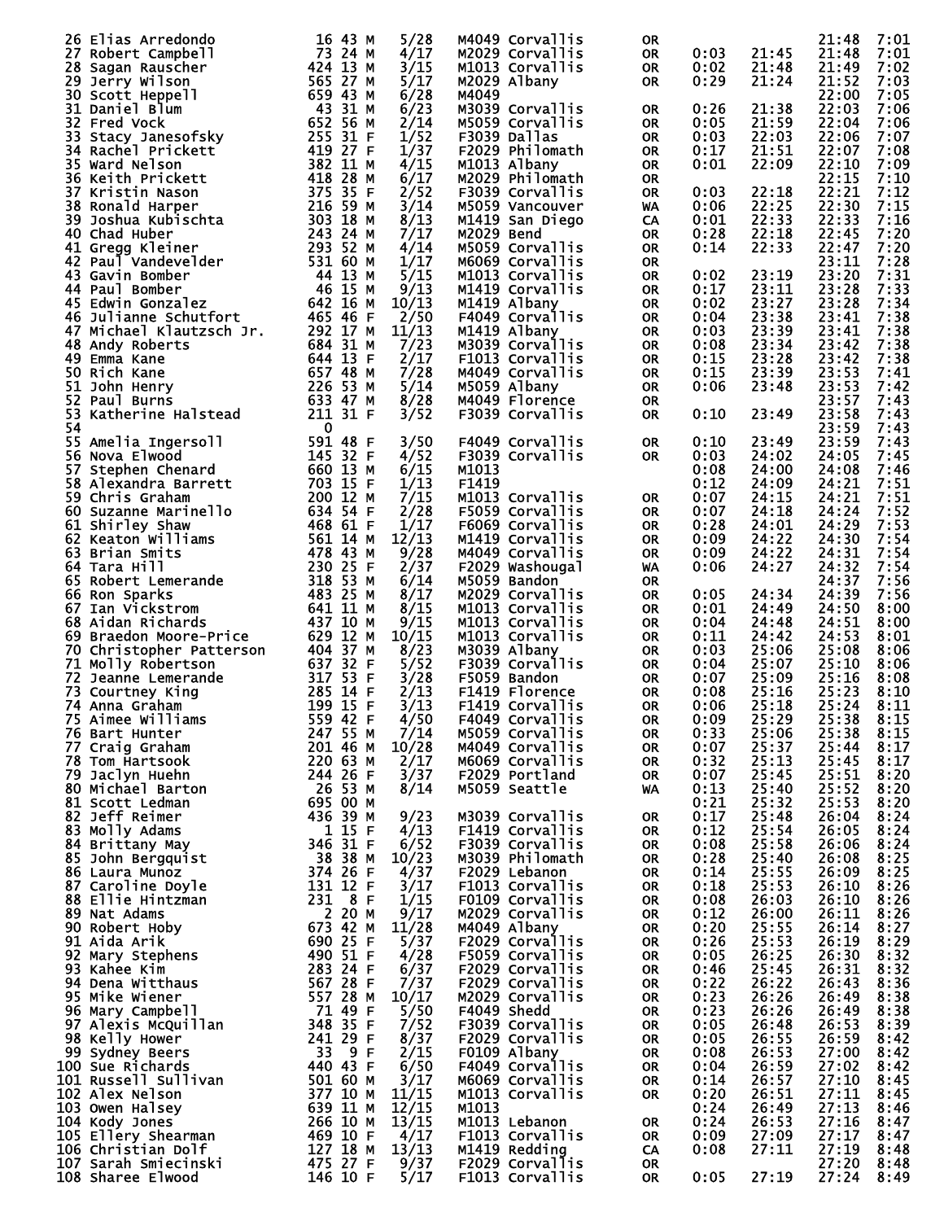| Place | Name | Bib | Age | Sex | Div Place | Division | City | State | Start | Net | Gun | Pace |
|---|---|---|---|---|---|---|---|---|---|---|---|---|
| 26 | Elias Arredondo | 16 | 43 | M | 5/28 | M4049 | Corvallis | OR | | | 21:48 | 7:01 |
| 27 | Robert Campbell | 73 | 24 | M | 4/17 | M2029 | Corvallis | OR | 0:03 | 21:45 | 21:48 | 7:01 |
| 28 | Sagan Rauscher | 424 | 13 | M | 3/15 | M1013 | Corvallis | OR | 0:02 | 21:48 | 21:49 | 7:02 |
| 29 | Jerry Wilson | 565 | 27 | M | 5/17 | M2029 | Albany | OR | 0:29 | 21:24 | 21:52 | 7:03 |
| 30 | Scott Heppell | 659 | 43 | M | 6/28 | M4049 | | | | | 22:00 | 7:05 |
| 31 | Daniel Blum | 43 | 31 | M | 6/23 | M3039 | Corvallis | OR | 0:26 | 21:38 | 22:03 | 7:06 |
| 32 | Fred Vock | 652 | 56 | M | 2/14 | M5059 | Corvallis | OR | 0:05 | 21:59 | 22:04 | 7:06 |
| 33 | Stacy Janesofsky | 255 | 31 | F | 1/52 | F3039 | Dallas | OR | 0:03 | 22:03 | 22:06 | 7:07 |
| 34 | Rachel Prickett | 419 | 27 | F | 1/37 | F2029 | Philomath | OR | 0:17 | 21:51 | 22:07 | 7:08 |
| 35 | Ward Nelson | 382 | 11 | M | 4/15 | M1013 | Albany | OR | 0:01 | 22:09 | 22:10 | 7:09 |
| 36 | Keith Prickett | 418 | 28 | M | 6/17 | M2029 | Philomath | OR | | | 22:15 | 7:10 |
| 37 | Kristin Nason | 375 | 35 | F | 2/52 | F3039 | Corvallis | OR | 0:03 | 22:18 | 22:21 | 7:12 |
| 38 | Ronald Harper | 216 | 59 | M | 3/14 | M5059 | Vancouver | WA | 0:06 | 22:25 | 22:30 | 7:15 |
| 39 | Joshua Kubischta | 303 | 18 | M | 8/13 | M1419 | San Diego | CA | 0:01 | 22:33 | 22:33 | 7:16 |
| 40 | Chad Huber | 243 | 24 | M | 7/17 | M2029 | Bend | OR | 0:28 | 22:18 | 22:45 | 7:20 |
| 41 | Gregg Kleiner | 293 | 52 | M | 4/14 | M5059 | Corvallis | OR | 0:14 | 22:33 | 22:47 | 7:20 |
| 42 | Paul Vandevelder | 531 | 60 | M | 1/17 | M6069 | Corvallis | OR | | | 23:11 | 7:28 |
| 43 | Gavin Bomber | 44 | 13 | M | 5/15 | M1013 | Corvallis | OR | 0:02 | 23:19 | 23:20 | 7:31 |
| 44 | Paul Bomber | 46 | 15 | M | 9/13 | M1419 | Corvallis | OR | 0:17 | 23:11 | 23:28 | 7:33 |
| 45 | Edwin Gonzalez | 642 | 16 | M | 10/13 | M1419 | Albany | OR | 0:02 | 23:27 | 23:28 | 7:34 |
| 46 | Julianne Schutfort | 465 | 46 | F | 2/50 | F4049 | Corvallis | OR | 0:04 | 23:38 | 23:41 | 7:38 |
| 47 | Michael Klautzsch Jr. | 292 | 17 | M | 11/13 | M1419 | Albany | OR | 0:03 | 23:39 | 23:41 | 7:38 |
| 48 | Andy Roberts | 684 | 31 | M | 7/23 | M3039 | Corvallis | OR | 0:08 | 23:34 | 23:42 | 7:38 |
| 49 | Emma Kane | 644 | 13 | F | 2/17 | F1013 | Corvallis | OR | 0:15 | 23:28 | 23:42 | 7:38 |
| 50 | Rich Kane | 657 | 48 | M | 7/28 | M4049 | Corvallis | OR | 0:15 | 23:39 | 23:53 | 7:41 |
| 51 | John Henry | 226 | 53 | M | 5/14 | M5059 | Albany | OR | 0:06 | 23:48 | 23:53 | 7:42 |
| 52 | Paul Burns | 633 | 47 | M | 8/28 | M4049 | Florence | OR | | | 23:57 | 7:43 |
| 53 | Katherine Halstead | 211 | 31 | F | 3/52 | F3039 | Corvallis | OR | 0:10 | 23:49 | 23:58 | 7:43 |
| 54 | | 0 | | | | | | | | | 23:59 | 7:43 |
| 55 | Amelia Ingersoll | 591 | 48 | F | 3/50 | F4049 | Corvallis | OR | 0:10 | 23:49 | 23:59 | 7:43 |
| 56 | Nova Elwood | 145 | 32 | F | 4/52 | F3039 | Corvallis | OR | 0:03 | 24:02 | 24:05 | 7:45 |
| 57 | Stephen Chenard | 660 | 13 | M | 6/15 | M1013 | | | 0:08 | 24:00 | 24:08 | 7:46 |
| 58 | Alexandra Barrett | 703 | 15 | F | 1/13 | F1419 | | | 0:12 | 24:09 | 24:21 | 7:51 |
| 59 | Chris Graham | 200 | 12 | M | 7/15 | M1013 | Corvallis | OR | 0:07 | 24:15 | 24:21 | 7:51 |
| 60 | Suzanne Marinello | 634 | 54 | F | 2/28 | F5059 | Corvallis | OR | 0:07 | 24:18 | 24:24 | 7:52 |
| 61 | Shirley Shaw | 468 | 61 | F | 1/17 | F6069 | Corvallis | OR | 0:28 | 24:01 | 24:29 | 7:53 |
| 62 | Keaton Williams | 561 | 14 | M | 12/13 | M1419 | Corvallis | OR | 0:09 | 24:22 | 24:30 | 7:54 |
| 63 | Brian Smits | 478 | 43 | M | 9/28 | M4049 | Corvallis | OR | 0:09 | 24:22 | 24:31 | 7:54 |
| 64 | Tara Hill | 230 | 25 | F | 2/37 | F2029 | Washougal | WA | 0:06 | 24:27 | 24:32 | 7:54 |
| 65 | Robert Lemerande | 318 | 53 | M | 6/14 | M5059 | Bandon | OR | | | 24:37 | 7:56 |
| 66 | Ron Sparks | 483 | 25 | M | 8/17 | M2029 | Corvallis | OR | 0:05 | 24:34 | 24:39 | 7:56 |
| 67 | Ian Vickstrom | 641 | 11 | M | 8/15 | M1013 | Corvallis | OR | 0:01 | 24:49 | 24:50 | 8:00 |
| 68 | Aidan Richards | 437 | 10 | M | 9/15 | M1013 | Corvallis | OR | 0:04 | 24:48 | 24:51 | 8:00 |
| 69 | Braedon Moore-Price | 629 | 12 | M | 10/15 | M1013 | Corvallis | OR | 0:11 | 24:42 | 24:53 | 8:01 |
| 70 | Christopher Patterson | 404 | 37 | M | 8/23 | M3039 | Albany | OR | 0:03 | 25:06 | 25:08 | 8:06 |
| 71 | Molly Robertson | 637 | 32 | F | 5/52 | F3039 | Corvallis | OR | 0:04 | 25:07 | 25:10 | 8:06 |
| 72 | Jeanne Lemerande | 317 | 53 | F | 3/28 | F5059 | Bandon | OR | 0:07 | 25:09 | 25:16 | 8:08 |
| 73 | Courtney King | 285 | 14 | F | 2/13 | F1419 | Florence | OR | 0:08 | 25:16 | 25:23 | 8:10 |
| 74 | Anna Graham | 199 | 15 | F | 3/13 | F1419 | Corvallis | OR | 0:06 | 25:18 | 25:24 | 8:11 |
| 75 | Aimee Williams | 559 | 42 | F | 4/50 | F4049 | Corvallis | OR | 0:09 | 25:29 | 25:38 | 8:15 |
| 76 | Bart Hunter | 247 | 55 | M | 7/14 | M5059 | Corvallis | OR | 0:33 | 25:06 | 25:38 | 8:15 |
| 77 | Craig Graham | 201 | 46 | M | 10/28 | M4049 | Corvallis | OR | 0:07 | 25:37 | 25:44 | 8:17 |
| 78 | Tom Hartsook | 220 | 63 | M | 2/17 | M6069 | Corvallis | OR | 0:32 | 25:13 | 25:45 | 8:17 |
| 79 | Jaclyn Huehn | 244 | 26 | F | 3/37 | F2029 | Portland | OR | 0:07 | 25:45 | 25:51 | 8:20 |
| 80 | Michael Barton | 26 | 53 | M | 8/14 | M5059 | Seattle | WA | 0:13 | 25:40 | 25:52 | 8:20 |
| 81 | Scott Ledman | 695 | 00 | M | | | | | 0:21 | 25:32 | 25:53 | 8:20 |
| 82 | Jeff Reimer | 436 | 39 | M | 9/23 | M3039 | Corvallis | OR | 0:17 | 25:48 | 26:04 | 8:24 |
| 83 | Molly Adams | 1 | 15 | F | 4/13 | F1419 | Corvallis | OR | 0:12 | 25:54 | 26:05 | 8:24 |
| 84 | Brittany May | 346 | 31 | F | 6/52 | F3039 | Corvallis | OR | 0:08 | 25:58 | 26:06 | 8:24 |
| 85 | John Bergquist | 38 | 38 | M | 10/23 | M3039 | Philomath | OR | 0:28 | 25:40 | 26:08 | 8:25 |
| 86 | Laura Munoz | 374 | 26 | F | 4/37 | F2029 | Lebanon | OR | 0:14 | 25:55 | 26:09 | 8:25 |
| 87 | Caroline Doyle | 131 | 12 | F | 3/17 | F1013 | Corvallis | OR | 0:18 | 25:53 | 26:10 | 8:26 |
| 88 | Ellie Hintzman | 231 | 8 | F | 1/15 | F0109 | Corvallis | OR | 0:08 | 26:03 | 26:10 | 8:26 |
| 89 | Nat Adams | 2 | 20 | M | 9/17 | M2029 | Corvallis | OR | 0:12 | 26:00 | 26:11 | 8:26 |
| 90 | Robert Hoby | 673 | 42 | M | 11/28 | M4049 | Albany | OR | 0:20 | 25:55 | 26:14 | 8:27 |
| 91 | Aida Arik | 690 | 25 | F | 5/37 | F2029 | Corvallis | OR | 0:26 | 25:53 | 26:19 | 8:29 |
| 92 | Mary Stephens | 490 | 51 | F | 4/28 | F5059 | Corvallis | OR | 0:05 | 26:25 | 26:30 | 8:32 |
| 93 | Kahee Kim | 283 | 24 | F | 6/37 | F2029 | Corvallis | OR | 0:46 | 25:45 | 26:31 | 8:32 |
| 94 | Dena Witthaus | 567 | 28 | F | 7/37 | F2029 | Corvallis | OR | 0:22 | 26:22 | 26:43 | 8:36 |
| 95 | Mike Wiener | 557 | 28 | M | 10/17 | M2029 | Corvallis | OR | 0:23 | 26:26 | 26:49 | 8:38 |
| 96 | Mary Campbell | 71 | 49 | F | 5/50 | F4049 | Shedd | OR | 0:23 | 26:26 | 26:49 | 8:38 |
| 97 | Alexis McQuillan | 348 | 35 | F | 7/52 | F3039 | Corvallis | OR | 0:05 | 26:48 | 26:53 | 8:39 |
| 98 | Kelly Hower | 241 | 29 | F | 8/37 | F2029 | Corvallis | OR | 0:05 | 26:55 | 26:59 | 8:42 |
| 99 | Sydney Beers | 33 | 9 | F | 2/15 | F0109 | Albany | OR | 0:08 | 26:53 | 27:00 | 8:42 |
| 100 | Sue Richards | 440 | 43 | F | 6/50 | F4049 | Corvallis | OR | 0:04 | 26:59 | 27:02 | 8:42 |
| 101 | Russell Sullivan | 501 | 60 | M | 3/17 | M6069 | Corvallis | OR | 0:14 | 26:57 | 27:10 | 8:45 |
| 102 | Alex Nelson | 377 | 10 | M | 11/15 | M1013 | Corvallis | OR | 0:20 | 26:51 | 27:11 | 8:45 |
| 103 | Owen Halsey | 639 | 11 | M | 12/15 | M1013 | | | 0:24 | 26:49 | 27:13 | 8:46 |
| 104 | Kody Jones | 266 | 10 | M | 13/15 | M1013 | Lebanon | OR | 0:24 | 26:53 | 27:16 | 8:47 |
| 105 | Ellery Shearman | 469 | 10 | F | 4/17 | F1013 | Corvallis | OR | 0:09 | 27:09 | 27:17 | 8:47 |
| 106 | Christian Dolf | 127 | 18 | M | 13/13 | M1419 | Redding | CA | 0:08 | 27:11 | 27:19 | 8:48 |
| 107 | Sarah Smiecinski | 475 | 27 | F | 9/37 | F2029 | Corvallis | OR | | | 27:20 | 8:48 |
| 108 | Sharee Elwood | 146 | 10 | F | 5/17 | F1013 | Corvallis | OR | 0:05 | 27:19 | 27:24 | 8:49 |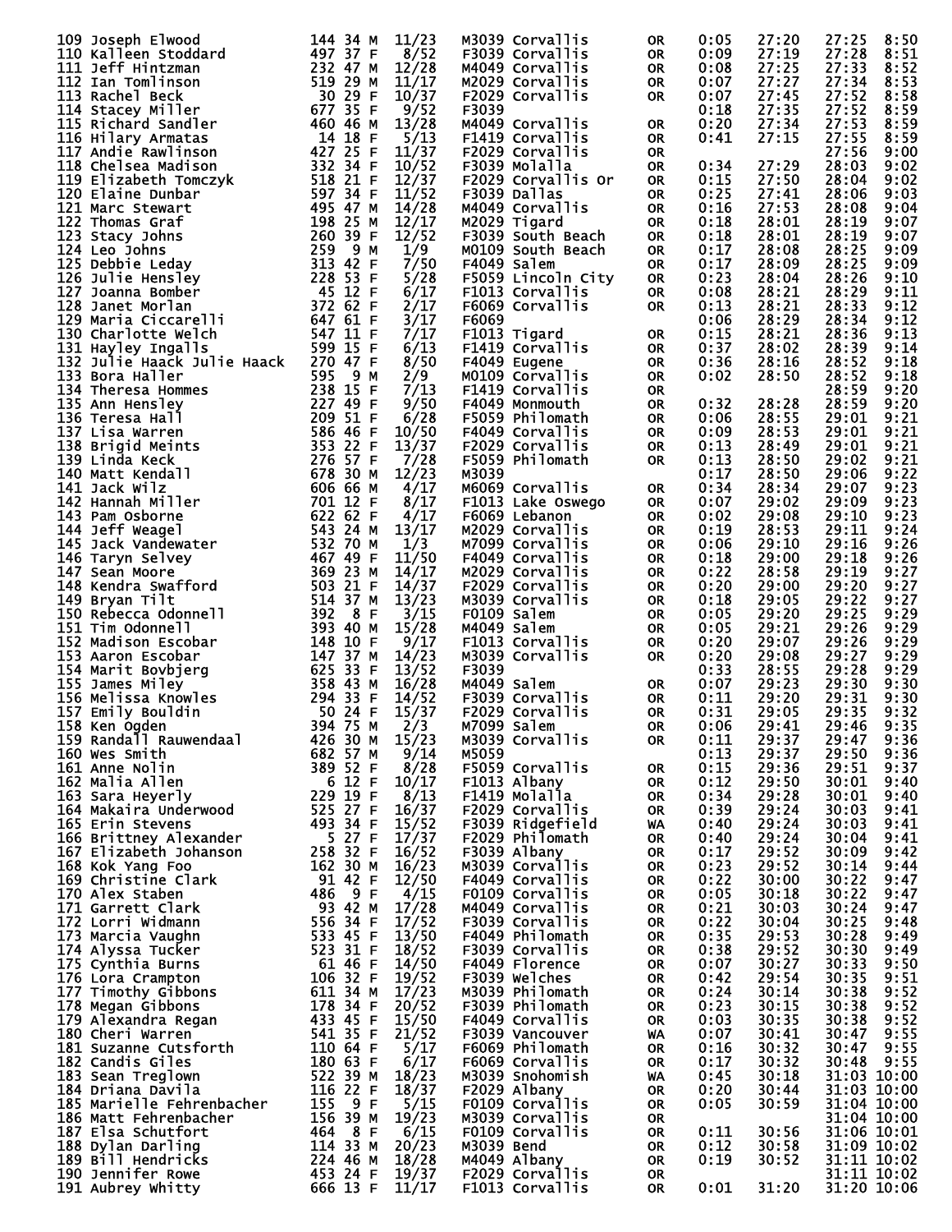| Place | Name | Bib | Age | Sex | Div Place | Division | City | State | Start | Chip Time | Gun Time | Pace |
|---|---|---|---|---|---|---|---|---|---|---|---|---|
| 109 | Joseph Elwood | 144 | 34 | M | 11/23 | M3039 | Corvallis | OR | 0:05 | 27:20 | 27:25 | 8:50 |
| 110 | Kalleen Stoddard | 497 | 37 | F | 8/52 | F3039 | Corvallis | OR | 0:09 | 27:19 | 27:28 | 8:51 |
| 111 | Jeff Hintzman | 232 | 47 | M | 12/28 | M4049 | Corvallis | OR | 0:08 | 27:25 | 27:33 | 8:52 |
| 112 | Ian Tomlinson | 519 | 29 | M | 11/17 | M2029 | Corvallis | OR | 0:07 | 27:27 | 27:34 | 8:53 |
| 113 | Rachel Beck | 30 | 29 | F | 10/37 | F2029 | Corvallis | OR | 0:07 | 27:45 | 27:52 | 8:58 |
| 114 | Stacey Miller | 677 | 35 | F | 9/52 | F3039 | | | 0:18 | 27:35 | 27:52 | 8:59 |
| 115 | Richard Sandler | 460 | 46 | M | 13/28 | M4049 | Corvallis | OR | 0:20 | 27:34 | 27:53 | 8:59 |
| 116 | Hilary Armatas | 14 | 18 | F | 5/13 | F1419 | Corvallis | OR | 0:41 | 27:15 | 27:55 | 8:59 |
| 117 | Andie Rawlinson | 427 | 25 | F | 11/37 | F2029 | Corvallis | OR | | | 27:56 | 9:00 |
| 118 | Chelsea Madison | 332 | 34 | F | 10/52 | F3039 | Molalla | OR | 0:34 | 27:29 | 28:03 | 9:02 |
| 119 | Elizabeth Tomczyk | 518 | 21 | F | 12/37 | F2029 | Corvallis Or | OR | 0:15 | 27:50 | 28:04 | 9:02 |
| 120 | Elaine Dunbar | 597 | 34 | F | 11/52 | F3039 | Dallas | OR | 0:25 | 27:41 | 28:06 | 9:03 |
| 121 | Marc Stewart | 495 | 47 | M | 14/28 | M4049 | Corvallis | OR | 0:16 | 27:53 | 28:08 | 9:04 |
| 122 | Thomas Graf | 198 | 25 | M | 12/17 | M2029 | Tigard | OR | 0:18 | 28:01 | 28:19 | 9:07 |
| 123 | Stacy Johns | 260 | 39 | F | 12/52 | F3039 | South Beach | OR | 0:18 | 28:01 | 28:19 | 9:07 |
| 124 | Leo Johns | 259 | 9 | M | 1/9 | M0109 | South Beach | OR | 0:17 | 28:08 | 28:25 | 9:09 |
| 125 | Debbie Leday | 313 | 42 | F | 7/50 | F4049 | Salem | OR | 0:17 | 28:09 | 28:25 | 9:09 |
| 126 | Julie Hensley | 228 | 53 | F | 5/28 | F5059 | Lincoln City | OR | 0:23 | 28:04 | 28:26 | 9:10 |
| 127 | Joanna Bomber | 45 | 12 | F | 6/17 | F1013 | Corvallis | OR | 0:08 | 28:21 | 28:29 | 9:11 |
| 128 | Janet Morlan | 372 | 62 | F | 2/17 | F6069 | Corvallis | OR | 0:13 | 28:21 | 28:33 | 9:12 |
| 129 | Maria Ciccarelli | 647 | 61 | F | 3/17 | F6069 | | | 0:06 | 28:29 | 28:34 | 9:12 |
| 130 | Charlotte Welch | 547 | 11 | F | 7/17 | F1013 | Tigard | OR | 0:15 | 28:21 | 28:36 | 9:13 |
| 131 | Hayley Ingalls | 599 | 15 | F | 6/13 | F1419 | Corvallis | OR | 0:37 | 28:02 | 28:39 | 9:14 |
| 132 | Julie Haack Julie Haack | 270 | 47 | F | 8/50 | F4049 | Eugene | OR | 0:36 | 28:16 | 28:52 | 9:18 |
| 133 | Bora Haller | 595 | 9 | M | 2/9 | M0109 | Corvallis | OR | 0:02 | 28:50 | 28:52 | 9:18 |
| 134 | Theresa Hommes | 238 | 15 | F | 7/13 | F1419 | Corvallis | OR | | | 28:59 | 9:20 |
| 135 | Ann Hensley | 227 | 49 | F | 9/50 | F4049 | Monmouth | OR | 0:32 | 28:28 | 28:59 | 9:20 |
| 136 | Teresa Hall | 209 | 51 | F | 6/28 | F5059 | Philomath | OR | 0:06 | 28:55 | 29:01 | 9:21 |
| 137 | Lisa Warren | 586 | 46 | F | 10/50 | F4049 | Corvallis | OR | 0:09 | 28:53 | 29:01 | 9:21 |
| 138 | Brigid Meints | 353 | 22 | F | 13/37 | F2029 | Corvallis | OR | 0:13 | 28:49 | 29:01 | 9:21 |
| 139 | Linda Keck | 276 | 57 | F | 7/28 | F5059 | Philomath | OR | 0:13 | 28:50 | 29:02 | 9:21 |
| 140 | Matt Kendall | 678 | 30 | M | 12/23 | M3039 | | | 0:17 | 28:50 | 29:06 | 9:22 |
| 141 | Jack Wilz | 606 | 66 | M | 4/17 | M6069 | Corvallis | OR | 0:34 | 28:34 | 29:07 | 9:23 |
| 142 | Hannah Miller | 701 | 12 | F | 8/17 | F1013 | Lake Oswego | OR | 0:07 | 29:02 | 29:09 | 9:23 |
| 143 | Pam Osborne | 622 | 62 | F | 4/17 | F6069 | Lebanon | OR | 0:02 | 29:08 | 29:10 | 9:23 |
| 144 | Jeff Weagel | 543 | 24 | M | 13/17 | M2029 | Corvallis | OR | 0:19 | 28:53 | 29:11 | 9:24 |
| 145 | Jack Vandewater | 532 | 70 | M | 1/3 | M7099 | Corvallis | OR | 0:06 | 29:10 | 29:16 | 9:26 |
| 146 | Taryn Selvey | 467 | 49 | F | 11/50 | F4049 | Corvallis | OR | 0:18 | 29:00 | 29:18 | 9:26 |
| 147 | Sean Moore | 369 | 23 | M | 14/17 | M2029 | Corvallis | OR | 0:22 | 28:58 | 29:19 | 9:27 |
| 148 | Kendra Swafford | 503 | 21 | F | 14/37 | F2029 | Corvallis | OR | 0:20 | 29:00 | 29:20 | 9:27 |
| 149 | Bryan Tilt | 514 | 37 | M | 13/23 | M3039 | Corvallis | OR | 0:18 | 29:05 | 29:22 | 9:27 |
| 150 | Rebecca Odonnell | 392 | 8 | F | 3/15 | F0109 | Salem | OR | 0:05 | 29:20 | 29:25 | 9:29 |
| 151 | Tim Odonnell | 393 | 40 | M | 15/28 | M4049 | Salem | OR | 0:05 | 29:21 | 29:26 | 9:29 |
| 152 | Madison Escobar | 148 | 10 | F | 9/17 | F1013 | Corvallis | OR | 0:20 | 29:07 | 29:26 | 9:29 |
| 153 | Aaron Escobar | 147 | 37 | M | 14/23 | M3039 | Corvallis | OR | 0:20 | 29:08 | 29:27 | 9:29 |
| 154 | Marit Bovbjerg | 625 | 33 | F | 13/52 | F3039 | | | 0:33 | 28:55 | 29:28 | 9:29 |
| 155 | James Miley | 358 | 43 | M | 16/28 | M4049 | Salem | OR | 0:07 | 29:23 | 29:30 | 9:30 |
| 156 | Melissa Knowles | 294 | 33 | F | 14/52 | F3039 | Corvallis | OR | 0:11 | 29:20 | 29:31 | 9:30 |
| 157 | Emily Bouldin | 50 | 24 | F | 15/37 | F2029 | Corvallis | OR | 0:31 | 29:05 | 29:35 | 9:32 |
| 158 | Ken Ogden | 394 | 75 | M | 2/3 | M7099 | Salem | OR | 0:06 | 29:41 | 29:46 | 9:35 |
| 159 | Randall Rauwendaal | 426 | 30 | M | 15/23 | M3039 | Corvallis | OR | 0:11 | 29:37 | 29:47 | 9:36 |
| 160 | Wes Smith | 682 | 57 | M | 9/14 | M5059 | | | 0:13 | 29:37 | 29:50 | 9:36 |
| 161 | Anne Nolin | 389 | 52 | F | 8/28 | F5059 | Corvallis | OR | 0:15 | 29:36 | 29:51 | 9:37 |
| 162 | Malia Allen | 6 | 12 | F | 10/17 | F1013 | Albany | OR | 0:12 | 29:50 | 30:01 | 9:40 |
| 163 | Sara Heyerly | 229 | 19 | F | 8/13 | F1419 | Molalla | OR | 0:34 | 29:28 | 30:01 | 9:40 |
| 164 | Makaira Underwood | 525 | 27 | F | 16/37 | F2029 | Corvallis | OR | 0:39 | 29:24 | 30:03 | 9:41 |
| 165 | Erin Stevens | 493 | 34 | F | 15/52 | F3039 | Ridgefield | WA | 0:40 | 29:24 | 30:03 | 9:41 |
| 166 | Brittney Alexander | 5 | 27 | F | 17/37 | F2029 | Philomath | OR | 0:40 | 29:24 | 30:04 | 9:41 |
| 167 | Elizabeth Johanson | 258 | 32 | F | 16/52 | F3039 | Albany | OR | 0:17 | 29:52 | 30:09 | 9:42 |
| 168 | Kok Yang Foo | 162 | 30 | M | 16/23 | M3039 | Corvallis | OR | 0:23 | 29:52 | 30:14 | 9:44 |
| 169 | Christine Clark | 91 | 42 | F | 12/50 | F4049 | Corvallis | OR | 0:22 | 30:00 | 30:22 | 9:47 |
| 170 | Alex Staben | 486 | 9 | F | 4/15 | F0109 | Corvallis | OR | 0:05 | 30:18 | 30:22 | 9:47 |
| 171 | Garrett Clark | 93 | 42 | M | 17/28 | M4049 | Corvallis | OR | 0:21 | 30:03 | 30:24 | 9:47 |
| 172 | Lorri Widmann | 556 | 34 | F | 17/52 | F3039 | Corvallis | OR | 0:22 | 30:04 | 30:25 | 9:48 |
| 173 | Marcia Vaughn | 533 | 45 | F | 13/50 | F4049 | Philomath | OR | 0:35 | 29:53 | 30:28 | 9:49 |
| 174 | Alyssa Tucker | 523 | 31 | F | 18/52 | F3039 | Corvallis | OR | 0:38 | 29:52 | 30:30 | 9:49 |
| 175 | Cynthia Burns | 61 | 46 | F | 14/50 | F4049 | Florence | OR | 0:07 | 30:27 | 30:33 | 9:50 |
| 176 | Lora Crampton | 106 | 32 | F | 19/52 | F3039 | Welches | OR | 0:42 | 29:54 | 30:35 | 9:51 |
| 177 | Timothy Gibbons | 611 | 34 | M | 17/23 | M3039 | Philomath | OR | 0:24 | 30:14 | 30:38 | 9:52 |
| 178 | Megan Gibbons | 178 | 34 | F | 20/52 | F3039 | Philomath | OR | 0:23 | 30:15 | 30:38 | 9:52 |
| 179 | Alexandra Regan | 433 | 45 | F | 15/50 | F4049 | Corvallis | OR | 0:03 | 30:35 | 30:38 | 9:52 |
| 180 | Cheri Warren | 541 | 35 | F | 21/52 | F3039 | Vancouver | WA | 0:07 | 30:41 | 30:47 | 9:55 |
| 181 | Suzanne Cutsforth | 110 | 64 | F | 5/17 | F6069 | Philomath | OR | 0:16 | 30:32 | 30:47 | 9:55 |
| 182 | Candis Giles | 180 | 63 | F | 6/17 | F6069 | Corvallis | OR | 0:17 | 30:32 | 30:48 | 9:55 |
| 183 | Sean Treglown | 522 | 39 | M | 18/23 | M3039 | Snohomish | WA | 0:45 | 30:18 | 31:03 | 10:00 |
| 184 | Driana Davila | 116 | 22 | F | 18/37 | F2029 | Albany | OR | 0:20 | 30:44 | 31:03 | 10:00 |
| 185 | Marielle Fehrenbacher | 155 | 9 | F | 5/15 | F0109 | Corvallis | OR | 0:05 | 30:59 | 31:04 | 10:00 |
| 186 | Matt Fehrenbacher | 156 | 39 | M | 19/23 | M3039 | Corvallis | OR | | | 31:04 | 10:00 |
| 187 | Elsa Schutfort | 464 | 8 | F | 6/15 | F0109 | Corvallis | OR | 0:11 | 30:56 | 31:06 | 10:01 |
| 188 | Dylan Darling | 114 | 33 | M | 20/23 | M3039 | Bend | OR | 0:12 | 30:58 | 31:09 | 10:02 |
| 189 | Bill Hendricks | 224 | 46 | M | 18/28 | M4049 | Albany | OR | 0:19 | 30:52 | 31:11 | 10:02 |
| 190 | Jennifer Rowe | 453 | 24 | F | 19/37 | F2029 | Corvallis | OR | | | 31:11 | 10:02 |
| 191 | Aubrey Whitty | 666 | 13 | F | 11/17 | F1013 | Corvallis | OR | 0:01 | 31:20 | 31:20 | 10:06 |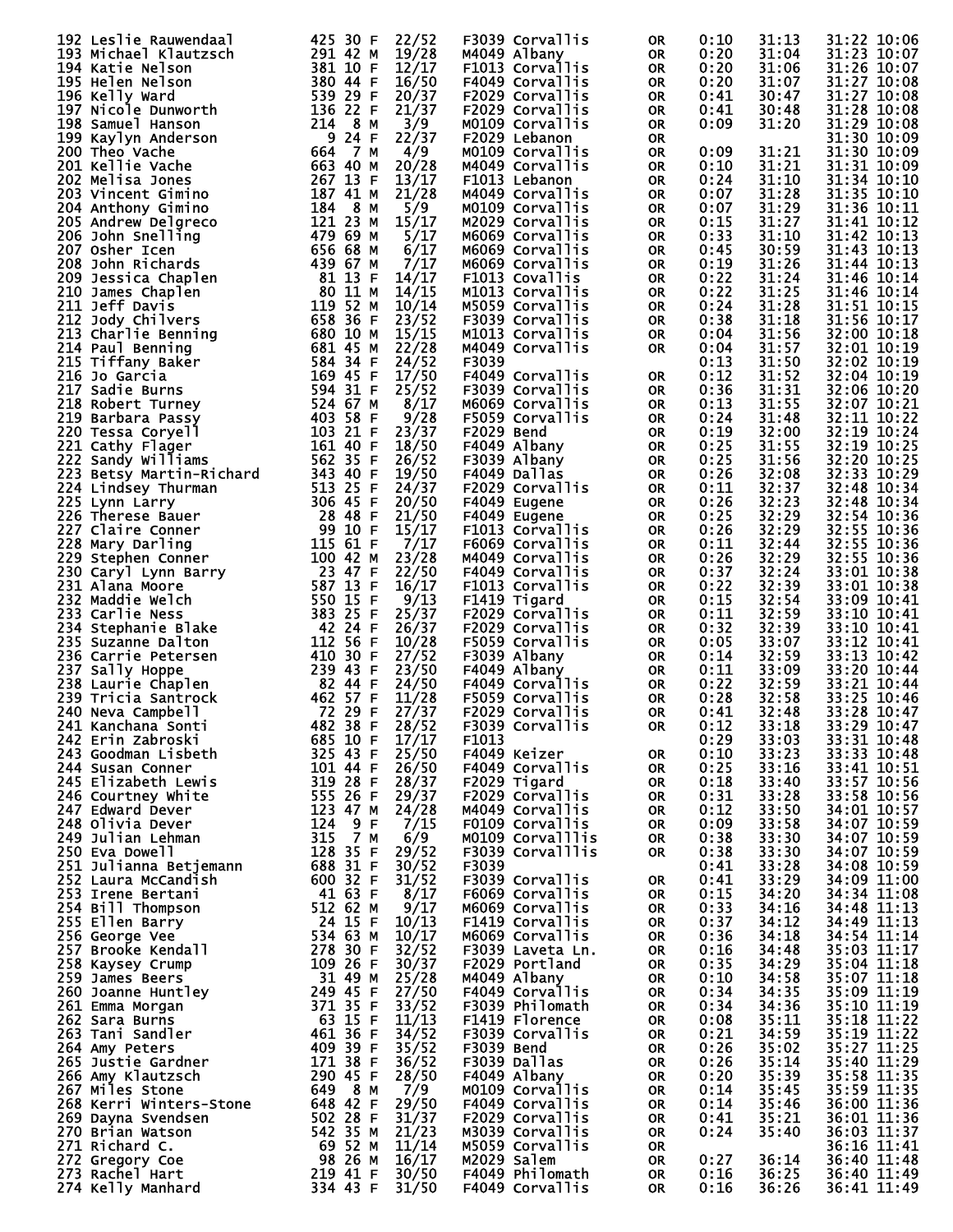| Place | Name | Bib | Age | Sex | Div Place | Division | City | State | Start | Net | Gun | Pace |
|---|---|---|---|---|---|---|---|---|---|---|---|---|
| 192 | Leslie Rauwendaal | 425 | 30 | F | 22/52 | F3039 | Corvallis | OR | 0:10 | 31:13 | 31:22 | 10:06 |
| 193 | Michael Klautzsch | 291 | 42 | M | 19/28 | M4049 | Albany | OR | 0:20 | 31:04 | 31:23 | 10:07 |
| 194 | Katie Nelson | 381 | 10 | F | 12/17 | F1013 | Corvallis | OR | 0:20 | 31:06 | 31:26 | 10:07 |
| 195 | Helen Nelson | 380 | 44 | F | 16/50 | F4049 | Corvallis | OR | 0:20 | 31:07 | 31:27 | 10:08 |
| 196 | Kelly Ward | 539 | 29 | F | 20/37 | F2029 | Corvallis | OR | 0:41 | 30:47 | 31:27 | 10:08 |
| 197 | Nicole Dunworth | 136 | 22 | F | 21/37 | F2029 | Corvallis | OR | 0:41 | 30:48 | 31:28 | 10:08 |
| 198 | Samuel Hanson | 214 | 8 | M | 3/9 | M0109 | Corvallis | OR | 0:09 | 31:20 | 31:29 | 10:08 |
| 199 | Kaylyn Anderson | 9 | 24 | F | 22/37 | F2029 | Lebanon | OR | | | 31:30 | 10:09 |
| 200 | Theo Vache | 664 | 7 | M | 4/9 | M0109 | Corvallis | OR | 0:09 | 31:21 | 31:30 | 10:09 |
| 201 | Kellie Vache | 663 | 40 | M | 20/28 | M4049 | Corvallis | OR | 0:10 | 31:21 | 31:31 | 10:09 |
| 202 | Melisa Jones | 267 | 13 | F | 13/17 | F1013 | Lebanon | OR | 0:24 | 31:10 | 31:34 | 10:10 |
| 203 | Vincent Gimino | 187 | 41 | M | 21/28 | M4049 | Corvallis | OR | 0:07 | 31:28 | 31:35 | 10:10 |
| 204 | Anthony Gimino | 184 | 8 | M | 5/9 | M0109 | Corvallis | OR | 0:07 | 31:29 | 31:36 | 10:11 |
| 205 | Andrew Delgreco | 121 | 23 | M | 15/17 | M2029 | Corvallis | OR | 0:15 | 31:27 | 31:41 | 10:12 |
| 206 | John Snelling | 479 | 69 | M | 5/17 | M6069 | Corvallis | OR | 0:33 | 31:10 | 31:42 | 10:13 |
| 207 | Osher Icen | 656 | 68 | M | 6/17 | M6069 | Corvallis | OR | 0:45 | 30:59 | 31:43 | 10:13 |
| 208 | John Richards | 439 | 67 | M | 7/17 | M6069 | Corvallis | OR | 0:19 | 31:26 | 31:44 | 10:13 |
| 209 | Jessica Chaplen | 81 | 13 | F | 14/17 | F1013 | Covallis | OR | 0:22 | 31:24 | 31:46 | 10:14 |
| 210 | James Chaplen | 80 | 11 | M | 14/15 | M1013 | Corvallis | OR | 0:22 | 31:25 | 31:46 | 10:14 |
| 211 | Jeff Davis | 119 | 52 | M | 10/14 | M5059 | Corvallis | OR | 0:24 | 31:28 | 31:51 | 10:15 |
| 212 | Jody Chilvers | 658 | 36 | F | 23/52 | F3039 | Corvallis | OR | 0:38 | 31:18 | 31:56 | 10:17 |
| 213 | Charlie Benning | 680 | 10 | M | 15/15 | M1013 | Corvallis | OR | 0:04 | 31:56 | 32:00 | 10:18 |
| 214 | Paul Benning | 681 | 45 | M | 22/28 | M4049 | Corvallis | OR | 0:04 | 31:57 | 32:01 | 10:19 |
| 215 | Tiffany Baker | 584 | 34 | F | 24/52 | F3039 | | | 0:13 | 31:50 | 32:02 | 10:19 |
| 216 | Jo Garcia | 169 | 45 | F | 17/50 | F4049 | Corvallis | OR | 0:12 | 31:52 | 32:04 | 10:19 |
| 217 | Sadie Burns | 594 | 31 | F | 25/52 | F3039 | Corvallis | OR | 0:36 | 31:31 | 32:06 | 10:20 |
| 218 | Robert Turney | 524 | 67 | M | 8/17 | M6069 | Corvallis | OR | 0:13 | 31:55 | 32:07 | 10:21 |
| 219 | Barbara Passy | 403 | 58 | F | 9/28 | F5059 | Corvallis | OR | 0:24 | 31:48 | 32:11 | 10:22 |
| 220 | Tessa Coryell | 103 | 21 | F | 23/37 | F2029 | Bend | OR | 0:19 | 32:00 | 32:19 | 10:24 |
| 221 | Cathy Flager | 161 | 40 | F | 18/50 | F4049 | Albany | OR | 0:25 | 31:55 | 32:19 | 10:25 |
| 222 | Sandy Williams | 562 | 35 | F | 26/52 | F3039 | Albany | OR | 0:25 | 31:56 | 32:20 | 10:25 |
| 223 | Betsy Martin-Richard | 343 | 40 | F | 19/50 | F4049 | Dallas | OR | 0:26 | 32:08 | 32:33 | 10:29 |
| 224 | Lindsey Thurman | 513 | 25 | F | 24/37 | F2029 | Corvallis | OR | 0:11 | 32:37 | 32:48 | 10:34 |
| 225 | Lynn Larry | 306 | 45 | F | 20/50 | F4049 | Eugene | OR | 0:26 | 32:23 | 32:48 | 10:34 |
| 226 | Therese Bauer | 28 | 48 | F | 21/50 | F4049 | Eugene | OR | 0:25 | 32:29 | 32:54 | 10:36 |
| 227 | Claire Conner | 99 | 10 | F | 15/17 | F1013 | Corvallis | OR | 0:26 | 32:29 | 32:55 | 10:36 |
| 228 | Mary Darling | 115 | 61 | F | 7/17 | F6069 | Corvallis | OR | 0:11 | 32:44 | 32:55 | 10:36 |
| 229 | Stephen Conner | 100 | 42 | M | 23/28 | M4049 | Corvallis | OR | 0:26 | 32:29 | 32:55 | 10:36 |
| 230 | Caryl Lynn Barry | 23 | 47 | F | 22/50 | F4049 | Corvallis | OR | 0:37 | 32:24 | 33:01 | 10:38 |
| 231 | Alana Moore | 587 | 13 | F | 16/17 | F1013 | Corvallis | OR | 0:22 | 32:39 | 33:01 | 10:38 |
| 232 | Maddie Welch | 550 | 15 | F | 9/13 | F1419 | Tigard | OR | 0:15 | 32:54 | 33:09 | 10:41 |
| 233 | Carlie Ness | 383 | 25 | F | 25/37 | F2029 | Corvallis | OR | 0:11 | 32:59 | 33:10 | 10:41 |
| 234 | Stephanie Blake | 42 | 24 | F | 26/37 | F2029 | Corvallis | OR | 0:32 | 32:39 | 33:10 | 10:41 |
| 235 | Suzanne Dalton | 112 | 56 | F | 10/28 | F5059 | Corvallis | OR | 0:05 | 33:07 | 33:12 | 10:41 |
| 236 | Carrie Petersen | 410 | 30 | F | 27/52 | F3039 | Albany | OR | 0:14 | 32:59 | 33:13 | 10:42 |
| 237 | Sally Hoppe | 239 | 43 | F | 23/50 | F4049 | Albany | OR | 0:11 | 33:09 | 33:20 | 10:44 |
| 238 | Laurie Chaplen | 82 | 44 | F | 24/50 | F4049 | Corvallis | OR | 0:22 | 32:59 | 33:21 | 10:44 |
| 239 | Tricia Santrock | 462 | 57 | F | 11/28 | F5059 | Corvallis | OR | 0:28 | 32:58 | 33:25 | 10:46 |
| 240 | Neva Campbell | 72 | 29 | F | 27/37 | F2029 | Corvallis | OR | 0:41 | 32:48 | 33:28 | 10:47 |
| 241 | Kanchana Sonti | 482 | 38 | F | 28/52 | F3039 | Corvallis | OR | 0:12 | 33:18 | 33:29 | 10:47 |
| 242 | Erin Zabroski | 685 | 10 | F | 17/17 | F1013 | | | 0:29 | 33:03 | 33:31 | 10:48 |
| 243 | Goodman Lisbeth | 325 | 43 | F | 25/50 | F4049 | Keizer | OR | 0:10 | 33:23 | 33:33 | 10:48 |
| 244 | Susan Conner | 101 | 44 | F | 26/50 | F4049 | Corvallis | OR | 0:25 | 33:16 | 33:41 | 10:51 |
| 245 | Elizabeth Lewis | 319 | 28 | F | 28/37 | F2029 | Tigard | OR | 0:18 | 33:40 | 33:57 | 10:56 |
| 246 | Courtney White | 555 | 26 | F | 29/37 | F2029 | Corvallis | OR | 0:31 | 33:28 | 33:58 | 10:56 |
| 247 | Edward Dever | 123 | 47 | M | 24/28 | M4049 | Corvallis | OR | 0:12 | 33:50 | 34:01 | 10:57 |
| 248 | Olivia Dever | 124 | 9 | F | 7/15 | F0109 | Corvallis | OR | 0:09 | 33:58 | 34:07 | 10:59 |
| 249 | Julian Lehman | 315 | 7 | M | 6/9 | M0109 | Corvalllis | OR | 0:38 | 33:30 | 34:07 | 10:59 |
| 250 | Eva Dowell | 128 | 35 | F | 29/52 | F3039 | Corvalllis | OR | 0:38 | 33:30 | 34:07 | 10:59 |
| 251 | Julianna Betjemann | 688 | 31 | F | 30/52 | F3039 | | | 0:41 | 33:28 | 34:08 | 10:59 |
| 252 | Laura McCandish | 600 | 32 | F | 31/52 | F3039 | Corvallis | OR | 0:41 | 33:29 | 34:09 | 11:00 |
| 253 | Irene Bertani | 41 | 63 | F | 8/17 | F6069 | Corvallis | OR | 0:15 | 34:20 | 34:34 | 11:08 |
| 254 | Bill Thompson | 512 | 62 | M | 9/17 | M6069 | Corvallis | OR | 0:33 | 34:16 | 34:48 | 11:13 |
| 255 | Ellen Barry | 24 | 15 | F | 10/13 | F1419 | Corvallis | OR | 0:37 | 34:12 | 34:49 | 11:13 |
| 256 | George Vee | 534 | 63 | M | 10/17 | M6069 | Corvallis | OR | 0:36 | 34:18 | 34:54 | 11:14 |
| 257 | Brooke Kendall | 278 | 30 | F | 32/52 | F3039 | Laveta Ln. | OR | 0:16 | 34:48 | 35:03 | 11:17 |
| 258 | Kaysey Crump | 109 | 26 | F | 30/37 | F2029 | Portland | OR | 0:35 | 34:29 | 35:04 | 11:18 |
| 259 | James Beers | 31 | 49 | M | 25/28 | M4049 | Albany | OR | 0:10 | 34:58 | 35:07 | 11:18 |
| 260 | Joanne Huntley | 249 | 45 | F | 27/50 | F4049 | Corvallis | OR | 0:34 | 34:35 | 35:09 | 11:19 |
| 261 | Emma Morgan | 371 | 35 | F | 33/52 | F3039 | Philomath | OR | 0:34 | 34:36 | 35:10 | 11:19 |
| 262 | Sara Burns | 63 | 15 | F | 11/13 | F1419 | Florence | OR | 0:08 | 35:11 | 35:18 | 11:22 |
| 263 | Tani Sandler | 461 | 36 | F | 34/52 | F3039 | Corvallis | OR | 0:21 | 34:59 | 35:19 | 11:22 |
| 264 | Amy Peters | 409 | 39 | F | 35/52 | F3039 | Bend | OR | 0:26 | 35:02 | 35:27 | 11:25 |
| 265 | Justie Gardner | 171 | 38 | F | 36/52 | F3039 | Dallas | OR | 0:26 | 35:14 | 35:40 | 11:29 |
| 266 | Amy Klautzsch | 290 | 45 | F | 28/50 | F4049 | Albany | OR | 0:20 | 35:39 | 35:58 | 11:35 |
| 267 | Miles Stone | 649 | 8 | M | 7/9 | M0109 | Corvallis | OR | 0:14 | 35:45 | 35:59 | 11:35 |
| 268 | Kerri Winters-Stone | 648 | 42 | F | 29/50 | F4049 | Corvallis | OR | 0:14 | 35:46 | 36:00 | 11:36 |
| 269 | Dayna Svendsen | 502 | 28 | F | 31/37 | F2029 | Corvallis | OR | 0:41 | 35:21 | 36:01 | 11:36 |
| 270 | Brian Watson | 542 | 35 | M | 21/23 | M3039 | Corvallis | OR | 0:24 | 35:40 | 36:03 | 11:37 |
| 271 | Richard C. | 69 | 52 | M | 11/14 | M5059 | Corvallis | OR | | | 36:16 | 11:41 |
| 272 | Gregory Coe | 98 | 26 | M | 16/17 | M2029 | Salem | OR | 0:27 | 36:14 | 36:40 | 11:48 |
| 273 | Rachel Hart | 219 | 41 | F | 30/50 | F4049 | Philomath | OR | 0:16 | 36:25 | 36:40 | 11:49 |
| 274 | Kelly Manhard | 334 | 43 | F | 31/50 | F4049 | Corvallis | OR | 0:16 | 36:26 | 36:41 | 11:49 |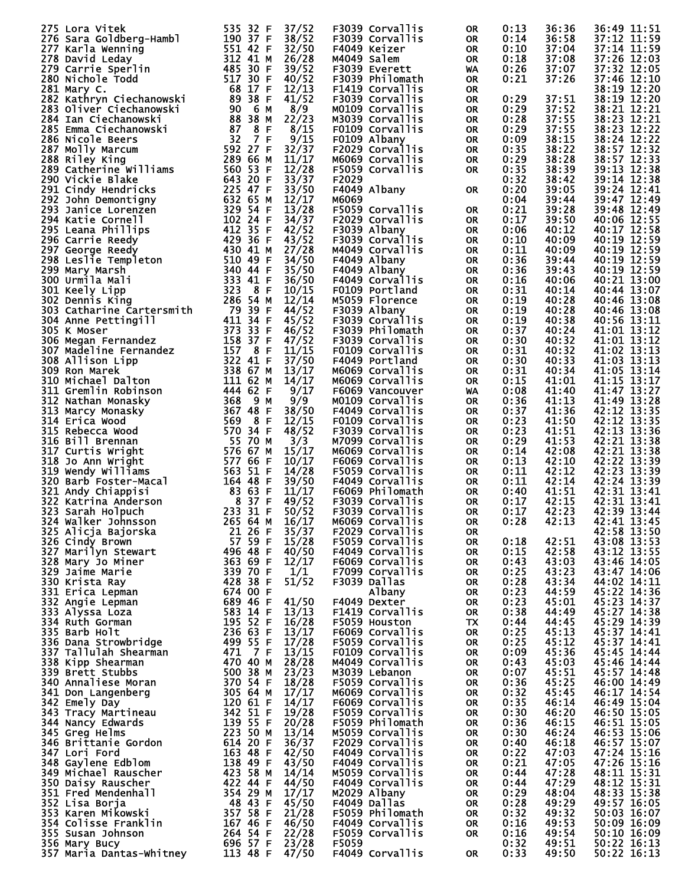| Place | Name | Bib | Age | Sex | Div Place | Division | City | State | Gun Lag | Net Time | Gun Time | Pace |
|---|---|---|---|---|---|---|---|---|---|---|---|---|
| 275 | Lora Vitek | 535 | 32 | F | 37/52 | F3039 | Corvallis | OR | 0:13 | 36:36 | 36:49 | 11:51 |
| 276 | Sara Goldberg-Hambl | 190 | 37 | F | 38/52 | F3039 | Corvallis | OR | 0:14 | 36:58 | 37:12 | 11:59 |
| 277 | Karla Wenning | 551 | 42 | F | 32/50 | F4049 | Keizer | OR | 0:10 | 37:04 | 37:14 | 11:59 |
| 278 | David Leday | 312 | 41 | M | 26/28 | M4049 | Salem | OR | 0:18 | 37:08 | 37:26 | 12:03 |
| 279 | Carrie Sperlin | 485 | 30 | F | 39/52 | F3039 | Everett | WA | 0:26 | 37:07 | 37:32 | 12:05 |
| 280 | Nichole Todd | 517 | 30 | F | 40/52 | F3039 | Philomath | OR | 0:21 | 37:26 | 37:46 | 12:10 |
| 281 | Mary C. | 68 | 17 | F | 12/13 | F1419 | Corvallis | OR | | | 38:19 | 12:20 |
| 282 | Kathryn Ciechanowski | 89 | 38 | F | 41/52 | F3039 | Corvallis | OR | 0:29 | 37:51 | 38:19 | 12:20 |
| 283 | Oliver Ciechanowski | 90 | 6 | M | 8/9 | M0109 | Corvallis | OR | 0:29 | 37:52 | 38:21 | 12:21 |
| 284 | Ian Ciechanowski | 88 | 38 | M | 22/23 | M3039 | Corvallis | OR | 0:28 | 37:55 | 38:23 | 12:21 |
| 285 | Emma Ciechanowski | 87 | 8 | F | 8/15 | F0109 | Corvallis | OR | 0:29 | 37:55 | 38:23 | 12:22 |
| 286 | Nicole Beers | 32 | 7 | F | 9/15 | F0109 | Albany | OR | 0:09 | 38:15 | 38:24 | 12:22 |
| 287 | Molly Marcum | 592 | 27 | F | 32/37 | F2029 | Corvallis | OR | 0:35 | 38:22 | 38:57 | 12:32 |
| 288 | Riley King | 289 | 66 | M | 11/17 | M6069 | Corvallis | OR | 0:29 | 38:28 | 38:57 | 12:33 |
| 289 | Catherine Williams | 560 | 53 | F | 12/28 | F5059 | Corvallis | OR | 0:35 | 38:39 | 39:13 | 12:38 |
| 290 | Vickie Blake | 643 | 20 | F | 33/37 | F2029 | | | 0:32 | 38:42 | 39:14 | 12:38 |
| 291 | Cindy Hendricks | 225 | 47 | F | 33/50 | F4049 | Albany | OR | 0:20 | 39:05 | 39:24 | 12:41 |
| 292 | John Demontigny | 632 | 65 | M | 12/17 | M6069 | | | 0:04 | 39:44 | 39:47 | 12:49 |
| 293 | Janice Lorenzen | 329 | 54 | F | 13/28 | F5059 | Corvallis | OR | 0:21 | 39:28 | 39:48 | 12:49 |
| 294 | Katie Cornell | 102 | 24 | F | 34/37 | F2029 | Corvallis | OR | 0:17 | 39:50 | 40:06 | 12:55 |
| 295 | Leana Phillips | 412 | 35 | F | 42/52 | F3039 | Albany | OR | 0:06 | 40:12 | 40:17 | 12:58 |
| 296 | Carrie Reedy | 429 | 36 | F | 43/52 | F3039 | Corvallis | OR | 0:10 | 40:09 | 40:19 | 12:59 |
| 297 | George Reedy | 430 | 41 | M | 27/28 | M4049 | Corvallis | OR | 0:11 | 40:09 | 40:19 | 12:59 |
| 298 | Leslie Templeton | 510 | 49 | F | 34/50 | F4049 | Albany | OR | 0:36 | 39:44 | 40:19 | 12:59 |
| 299 | Mary Marsh | 340 | 44 | F | 35/50 | F4049 | Albany | OR | 0:36 | 39:43 | 40:19 | 12:59 |
| 300 | Urmila Mali | 333 | 41 | F | 36/50 | F4049 | Corvallis | OR | 0:16 | 40:06 | 40:21 | 13:00 |
| 301 | Keely Lipp | 323 | 8 | F | 10/15 | F0109 | Portland | OR | 0:31 | 40:14 | 40:44 | 13:07 |
| 302 | Dennis King | 286 | 54 | M | 12/14 | M5059 | Florence | OR | 0:19 | 40:28 | 40:46 | 13:08 |
| 303 | Catharine Cartersmith | 79 | 39 | F | 44/52 | F3039 | Albany | OR | 0:19 | 40:28 | 40:46 | 13:08 |
| 304 | Anne Pettingill | 411 | 34 | F | 45/52 | F3039 | Corvallis | OR | 0:19 | 40:38 | 40:56 | 13:11 |
| 305 | K Moser | 373 | 33 | F | 46/52 | F3039 | Philomath | OR | 0:37 | 40:24 | 41:01 | 13:12 |
| 306 | Megan Fernandez | 158 | 37 | F | 47/52 | F3039 | Corvallis | OR | 0:30 | 40:32 | 41:01 | 13:12 |
| 307 | Madeline Fernandez | 157 | 8 | F | 11/15 | F0109 | Corvallis | OR | 0:31 | 40:32 | 41:02 | 13:13 |
| 308 | Allison Lipp | 322 | 41 | F | 37/50 | F4049 | Portland | OR | 0:30 | 40:33 | 41:03 | 13:13 |
| 309 | Ron Marek | 338 | 67 | M | 13/17 | M6069 | Corvallis | OR | 0:31 | 40:34 | 41:05 | 13:14 |
| 310 | Michael Dalton | 111 | 62 | M | 14/17 | M6069 | Corvallis | OR | 0:15 | 41:01 | 41:15 | 13:17 |
| 311 | Gremlin Robinson | 444 | 62 | F | 9/17 | F6069 | Vancouver | WA | 0:08 | 41:40 | 41:47 | 13:27 |
| 312 | Nathan Monasky | 368 | 9 | M | 9/9 | M0109 | Corvallis | OR | 0:36 | 41:13 | 41:49 | 13:28 |
| 313 | Marcy Monasky | 367 | 48 | F | 38/50 | F4049 | Corvallis | OR | 0:37 | 41:36 | 42:12 | 13:35 |
| 314 | Erica Wood | 569 | 8 | F | 12/15 | F0109 | Corvallis | OR | 0:23 | 41:50 | 42:12 | 13:35 |
| 315 | Rebecca Wood | 570 | 34 | F | 48/52 | F3039 | Corvallis | OR | 0:23 | 41:51 | 42:13 | 13:36 |
| 316 | Bill Brennan | 55 | 70 | M | 3/3 | M7099 | Corvallis | OR | 0:29 | 41:53 | 42:21 | 13:38 |
| 317 | Curtis Wright | 576 | 67 | M | 15/17 | M6069 | Corvallis | OR | 0:14 | 42:08 | 42:21 | 13:38 |
| 318 | Jo Ann Wright | 577 | 66 | F | 10/17 | F6069 | Corvallis | OR | 0:13 | 42:10 | 42:22 | 13:39 |
| 319 | Wendy Williams | 563 | 51 | F | 14/28 | F5059 | Corvallis | OR | 0:11 | 42:12 | 42:23 | 13:39 |
| 320 | Barb Foster-Macal | 164 | 48 | F | 39/50 | F4049 | Corvallis | OR | 0:11 | 42:14 | 42:24 | 13:39 |
| 321 | Andy Chiappisi | 83 | 63 | F | 11/17 | F6069 | Philomath | OR | 0:40 | 41:51 | 42:31 | 13:41 |
| 322 | Katrina Anderson | 8 | 37 | F | 49/52 | F3039 | Corvallis | OR | 0:17 | 42:15 | 42:31 | 13:41 |
| 323 | Sarah Holpuch | 233 | 31 | F | 50/52 | F3039 | Corvallis | OR | 0:17 | 42:23 | 42:39 | 13:44 |
| 324 | Walker Johnsson | 265 | 64 | M | 16/17 | M6069 | Corvallis | OR | 0:28 | 42:13 | 42:41 | 13:45 |
| 325 | Alicja Bajorska | 21 | 26 | F | 35/37 | F2029 | Corvallis | OR | | | 42:58 | 13:50 |
| 326 | Cindy Brown | 57 | 59 | F | 15/28 | F5059 | Corvallis | OR | 0:18 | 42:51 | 43:08 | 13:53 |
| 327 | Marilyn Stewart | 496 | 48 | F | 40/50 | F4049 | Corvallis | OR | 0:15 | 42:58 | 43:12 | 13:55 |
| 328 | Mary Jo Miner | 363 | 69 | F | 12/17 | F6069 | Corvallis | OR | 0:43 | 43:03 | 43:46 | 14:05 |
| 329 | Jaime Marie | 339 | 70 | F | 1/1 | F7099 | Corvallis | OR | 0:25 | 43:23 | 43:47 | 14:06 |
| 330 | Krista Ray | 428 | 38 | F | 51/52 | F3039 | Dallas | OR | 0:28 | 43:34 | 44:02 | 14:11 |
| 331 | Erica Lepman | 674 | 00 | F | | | Albany | OR | 0:23 | 44:59 | 45:22 | 14:36 |
| 332 | Angie Lepman | 689 | 46 | F | 41/50 | F4049 | Dexter | OR | 0:23 | 45:01 | 45:23 | 14:37 |
| 333 | Alyssa Loza | 583 | 14 | F | 13/13 | F1419 | Corvallis | OR | 0:38 | 44:49 | 45:27 | 14:38 |
| 334 | Ruth Gorman | 195 | 52 | F | 16/28 | F5059 | Houston | TX | 0:44 | 44:45 | 45:29 | 14:39 |
| 335 | Barb Holt | 236 | 63 | F | 13/17 | F6069 | Corvallis | OR | 0:25 | 45:13 | 45:37 | 14:41 |
| 336 | Dana Strowbridge | 499 | 55 | F | 17/28 | F5059 | Corvallis | OR | 0:25 | 45:12 | 45:37 | 14:41 |
| 337 | Tallulah Shearman | 471 | 7 | F | 13/15 | F0109 | Corvallis | OR | 0:09 | 45:36 | 45:45 | 14:44 |
| 338 | Kipp Shearman | 470 | 40 | M | 28/28 | M4049 | Corvallis | OR | 0:43 | 45:03 | 45:46 | 14:44 |
| 339 | Brett Stubbs | 500 | 38 | M | 23/23 | M3039 | Lebanon | OR | 0:07 | 45:51 | 45:57 | 14:48 |
| 340 | Annaliese Moran | 370 | 54 | F | 18/28 | F5059 | Corvallis | OR | 0:36 | 45:25 | 46:00 | 14:49 |
| 341 | Don Langenberg | 305 | 64 | M | 17/17 | M6069 | Corvallis | OR | 0:32 | 45:45 | 46:17 | 14:54 |
| 342 | Emely Day | 120 | 61 | F | 14/17 | F6069 | Corvallis | OR | 0:35 | 46:14 | 46:49 | 15:04 |
| 343 | Tracy Martineau | 342 | 51 | F | 19/28 | F5059 | Corvallis | OR | 0:30 | 46:20 | 46:50 | 15:05 |
| 344 | Nancy Edwards | 139 | 55 | F | 20/28 | F5059 | Philomath | OR | 0:36 | 46:15 | 46:51 | 15:05 |
| 345 | Greg Helms | 223 | 50 | M | 13/14 | M5059 | Corvallis | OR | 0:30 | 46:24 | 46:53 | 15:06 |
| 346 | Brittanie Gordon | 614 | 20 | F | 36/37 | F2029 | Corvallis | OR | 0:40 | 46:18 | 46:57 | 15:07 |
| 347 | Lori Ford | 163 | 48 | F | 42/50 | F4049 | Corvallis | OR | 0:22 | 47:03 | 47:24 | 15:16 |
| 348 | Gaylene Edblom | 138 | 49 | F | 43/50 | F4049 | Corvallis | OR | 0:21 | 47:05 | 47:26 | 15:16 |
| 349 | Michael Rauscher | 423 | 58 | M | 14/14 | M5059 | Corvallis | OR | 0:44 | 47:28 | 48:11 | 15:31 |
| 350 | Daisy Rauscher | 422 | 44 | F | 44/50 | F4049 | Corvallis | OR | 0:44 | 47:29 | 48:12 | 15:31 |
| 351 | Fred Mendenhall | 354 | 29 | M | 17/17 | M2029 | Albany | OR | 0:29 | 48:04 | 48:33 | 15:38 |
| 352 | Lisa Borja | 48 | 43 | F | 45/50 | F4049 | Dallas | OR | 0:28 | 49:29 | 49:57 | 16:05 |
| 353 | Karen Mikowski | 357 | 58 | F | 21/28 | F5059 | Philomath | OR | 0:32 | 49:32 | 50:03 | 16:07 |
| 354 | Colisse Franklin | 167 | 46 | F | 46/50 | F4049 | Corvallis | OR | 0:16 | 49:53 | 50:09 | 16:09 |
| 355 | Susan Johnson | 264 | 54 | F | 22/28 | F5059 | Corvallis | OR | 0:16 | 49:54 | 50:10 | 16:09 |
| 356 | Mary Bucy | 696 | 57 | F | 23/28 | F5059 | | | 0:32 | 49:51 | 50:22 | 16:13 |
| 357 | Maria Dantas-Whitney | 113 | 48 | F | 47/50 | F4049 | Corvallis | OR | 0:33 | 49:50 | 50:22 | 16:13 |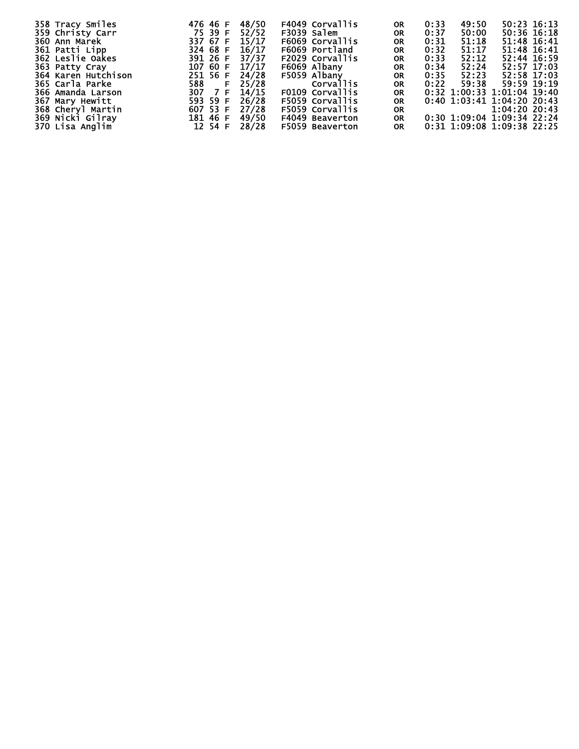| | | | | | | | | | | | | |
|---|---|---|---|---|---|---|---|---|---|---|---|---|
| 358 | Tracy Smiles | 476 | 46 | F | 48/50 | F4049 | Corvallis | OR | 0:33 | 49:50 | 50:23 | 16:13 |
| 359 | Christy Carr | 75 | 39 | F | 52/52 | F3039 | Salem | OR | 0:37 | 50:00 | 50:36 | 16:18 |
| 360 | Ann Marek | 337 | 67 | F | 15/17 | F6069 | Corvallis | OR | 0:31 | 51:18 | 51:48 | 16:41 |
| 361 | Patti Lipp | 324 | 68 | F | 16/17 | F6069 | Portland | OR | 0:32 | 51:17 | 51:48 | 16:41 |
| 362 | Leslie Oakes | 391 | 26 | F | 37/37 | F2029 | Corvallis | OR | 0:33 | 52:12 | 52:44 | 16:59 |
| 363 | Patty Cray | 107 | 60 | F | 17/17 | F6069 | Albany | OR | 0:34 | 52:24 | 52:57 | 17:03 |
| 364 | Karen Hutchison | 251 | 56 | F | 24/28 | F5059 | Albany | OR | 0:35 | 52:23 | 52:58 | 17:03 |
| 365 | Carla Parke | 588 | | F | 25/28 | | Corvallis | OR | 0:22 | 59:38 | 59:59 | 19:19 |
| 366 | Amanda Larson | 307 | 7 | F | 14/15 | F0109 | Corvallis | OR | 0:32 | 1:00:33 | 1:01:04 | 19:40 |
| 367 | Mary Hewitt | 593 | 59 | F | 26/28 | F5059 | Corvallis | OR | 0:40 | 1:03:41 | 1:04:20 | 20:43 |
| 368 | Cheryl Martin | 607 | 53 | F | 27/28 | F5059 | Corvallis | OR | | | 1:04:20 | 20:43 |
| 369 | Nicki Gilray | 181 | 46 | F | 49/50 | F4049 | Beaverton | OR | 0:30 | 1:09:04 | 1:09:34 | 22:24 |
| 370 | Lisa Anglim | 12 | 54 | F | 28/28 | F5059 | Beaverton | OR | 0:31 | 1:09:08 | 1:09:38 | 22:25 |